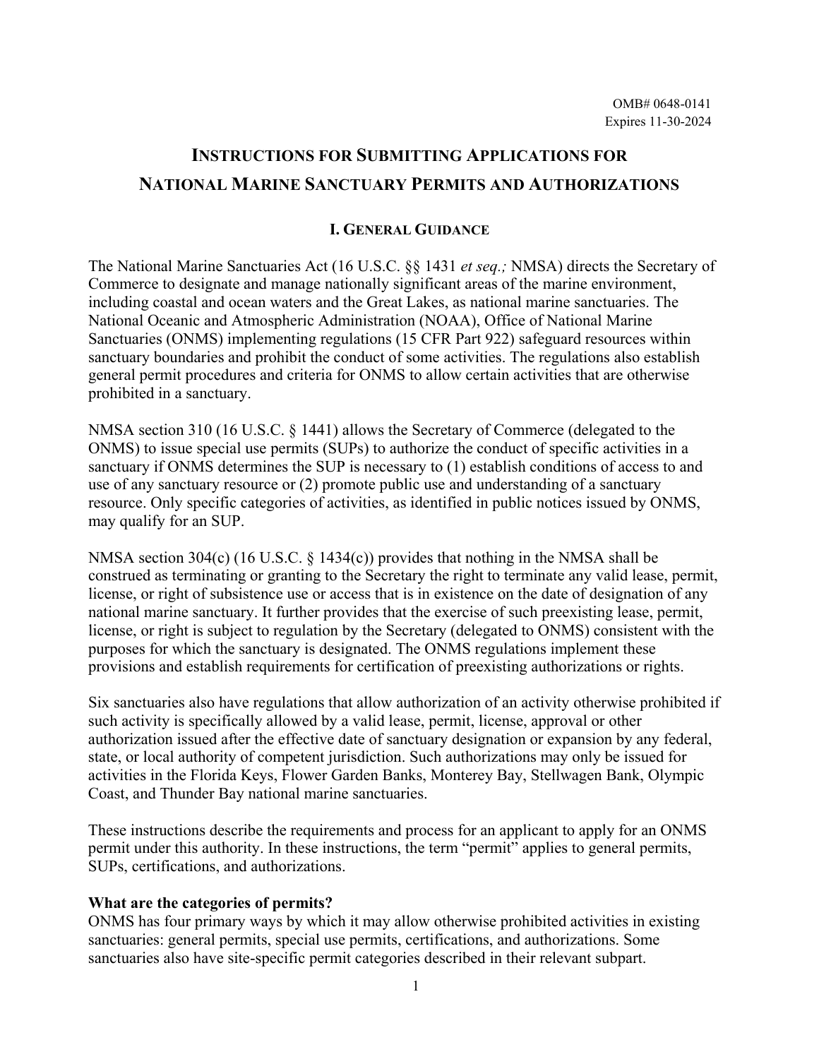OMB# 0648-0141
Expires 11-30-2024

# INSTRUCTIONS FOR SUBMITTING APPLICATIONS FOR NATIONAL MARINE SANCTUARY PERMITS AND AUTHORIZATIONS

## I. GENERAL GUIDANCE

The National Marine Sanctuaries Act (16 U.S.C. §§ 1431 *et seq.;* NMSA) directs the Secretary of Commerce to designate and manage nationally significant areas of the marine environment, including coastal and ocean waters and the Great Lakes, as national marine sanctuaries. The National Oceanic and Atmospheric Administration (NOAA), Office of National Marine Sanctuaries (ONMS) implementing regulations (15 CFR Part 922) safeguard resources within sanctuary boundaries and prohibit the conduct of some activities. The regulations also establish general permit procedures and criteria for ONMS to allow certain activities that are otherwise prohibited in a sanctuary.

NMSA section 310 (16 U.S.C. § 1441) allows the Secretary of Commerce (delegated to the ONMS) to issue special use permits (SUPs) to authorize the conduct of specific activities in a sanctuary if ONMS determines the SUP is necessary to (1) establish conditions of access to and use of any sanctuary resource or (2) promote public use and understanding of a sanctuary resource. Only specific categories of activities, as identified in public notices issued by ONMS, may qualify for an SUP.

NMSA section 304(c) (16 U.S.C. § 1434(c)) provides that nothing in the NMSA shall be construed as terminating or granting to the Secretary the right to terminate any valid lease, permit, license, or right of subsistence use or access that is in existence on the date of designation of any national marine sanctuary. It further provides that the exercise of such preexisting lease, permit, license, or right is subject to regulation by the Secretary (delegated to ONMS) consistent with the purposes for which the sanctuary is designated. The ONMS regulations implement these provisions and establish requirements for certification of preexisting authorizations or rights.

Six sanctuaries also have regulations that allow authorization of an activity otherwise prohibited if such activity is specifically allowed by a valid lease, permit, license, approval or other authorization issued after the effective date of sanctuary designation or expansion by any federal, state, or local authority of competent jurisdiction. Such authorizations may only be issued for activities in the Florida Keys, Flower Garden Banks, Monterey Bay, Stellwagen Bank, Olympic Coast, and Thunder Bay national marine sanctuaries.

These instructions describe the requirements and process for an applicant to apply for an ONMS permit under this authority. In these instructions, the term "permit" applies to general permits, SUPs, certifications, and authorizations.

**What are the categories of permits?**
ONMS has four primary ways by which it may allow otherwise prohibited activities in existing sanctuaries: general permits, special use permits, certifications, and authorizations. Some sanctuaries also have site-specific permit categories described in their relevant subpart.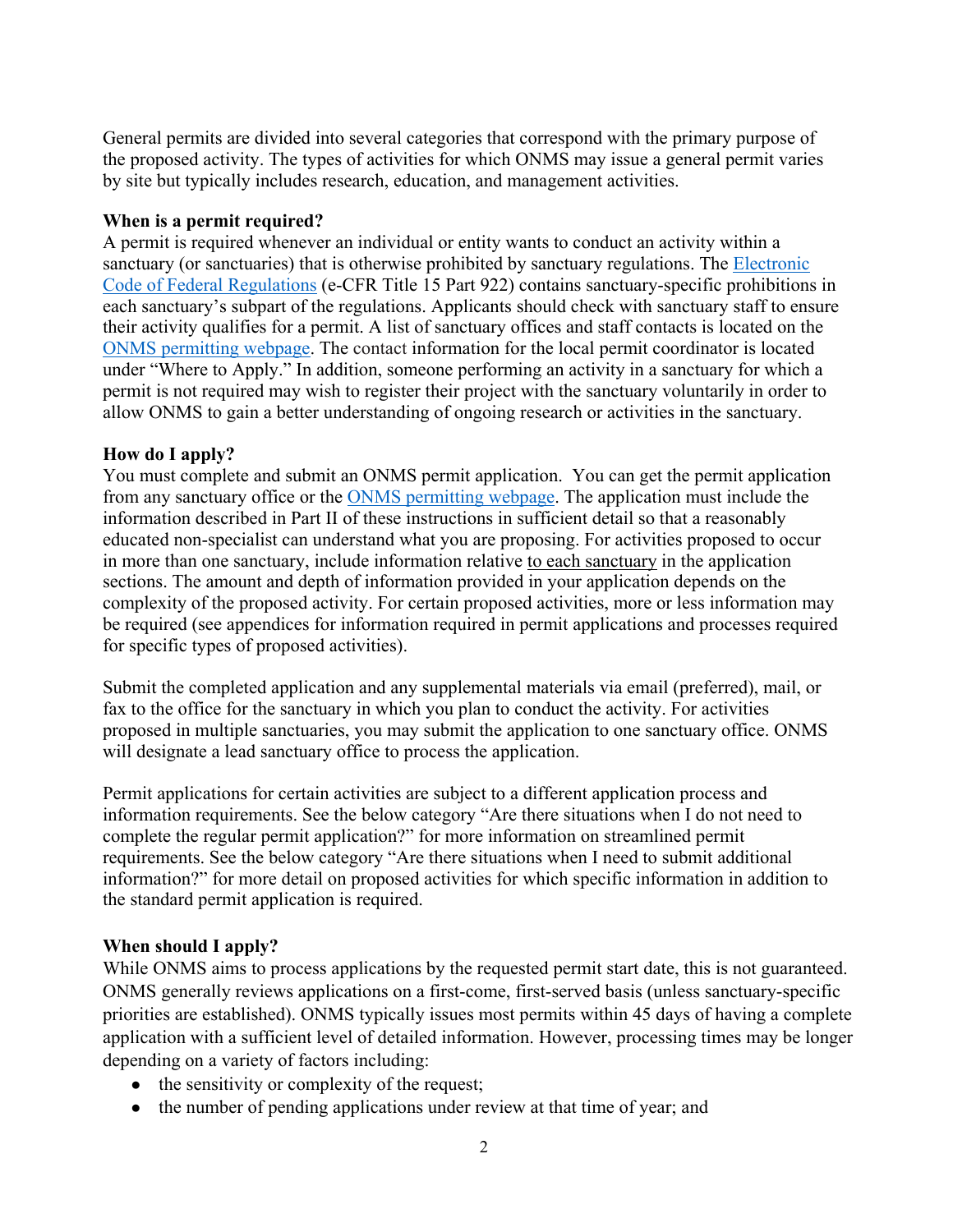General permits are divided into several categories that correspond with the primary purpose of the proposed activity. The types of activities for which ONMS may issue a general permit varies by site but typically includes research, education, and management activities.

**When is a permit required?**

A permit is required whenever an individual or entity wants to conduct an activity within a sanctuary (or sanctuaries) that is otherwise prohibited by sanctuary regulations. The Electronic Code of Federal Regulations (e-CFR Title 15 Part 922) contains sanctuary-specific prohibitions in each sanctuary's subpart of the regulations. Applicants should check with sanctuary staff to ensure their activity qualifies for a permit. A list of sanctuary offices and staff contacts is located on the ONMS permitting webpage. The contact information for the local permit coordinator is located under "Where to Apply." In addition, someone performing an activity in a sanctuary for which a permit is not required may wish to register their project with the sanctuary voluntarily in order to allow ONMS to gain a better understanding of ongoing research or activities in the sanctuary.

**How do I apply?**

You must complete and submit an ONMS permit application. You can get the permit application from any sanctuary office or the ONMS permitting webpage. The application must include the information described in Part II of these instructions in sufficient detail so that a reasonably educated non-specialist can understand what you are proposing. For activities proposed to occur in more than one sanctuary, include information relative to each sanctuary in the application sections. The amount and depth of information provided in your application depends on the complexity of the proposed activity. For certain proposed activities, more or less information may be required (see appendices for information required in permit applications and processes required for specific types of proposed activities).

Submit the completed application and any supplemental materials via email (preferred), mail, or fax to the office for the sanctuary in which you plan to conduct the activity. For activities proposed in multiple sanctuaries, you may submit the application to one sanctuary office. ONMS will designate a lead sanctuary office to process the application.

Permit applications for certain activities are subject to a different application process and information requirements. See the below category "Are there situations when I do not need to complete the regular permit application?" for more information on streamlined permit requirements. See the below category "Are there situations when I need to submit additional information?" for more detail on proposed activities for which specific information in addition to the standard permit application is required.

**When should I apply?**

While ONMS aims to process applications by the requested permit start date, this is not guaranteed. ONMS generally reviews applications on a first-come, first-served basis (unless sanctuary-specific priorities are established). ONMS typically issues most permits within 45 days of having a complete application with a sufficient level of detailed information. However, processing times may be longer depending on a variety of factors including:

- the sensitivity or complexity of the request;
- the number of pending applications under review at that time of year; and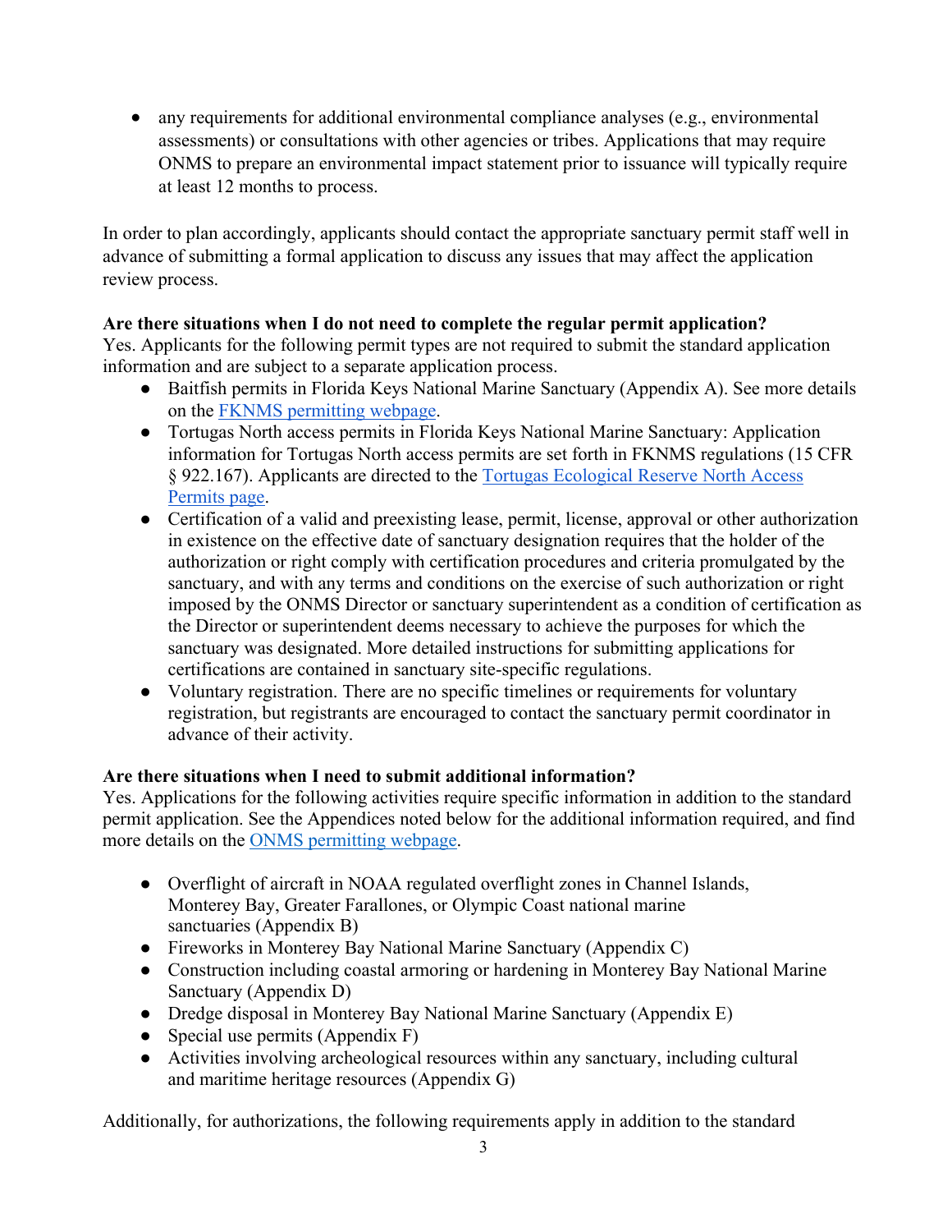- any requirements for additional environmental compliance analyses (e.g., environmental assessments) or consultations with other agencies or tribes. Applications that may require ONMS to prepare an environmental impact statement prior to issuance will typically require at least 12 months to process.

In order to plan accordingly, applicants should contact the appropriate sanctuary permit staff well in advance of submitting a formal application to discuss any issues that may affect the application review process.

**Are there situations when I do not need to complete the regular permit application?**
Yes. Applicants for the following permit types are not required to submit the standard application information and are subject to a separate application process.

- Baitfish permits in Florida Keys National Marine Sanctuary (Appendix A). See more details on the [FKNMS permitting webpage](#).
- Tortugas North access permits in Florida Keys National Marine Sanctuary: Application information for Tortugas North access permits are set forth in FKNMS regulations (15 CFR § 922.167). Applicants are directed to the [Tortugas Ecological Reserve North Access Permits page](#).
- Certification of a valid and preexisting lease, permit, license, approval or other authorization in existence on the effective date of sanctuary designation requires that the holder of the authorization or right comply with certification procedures and criteria promulgated by the sanctuary, and with any terms and conditions on the exercise of such authorization or right imposed by the ONMS Director or sanctuary superintendent as a condition of certification as the Director or superintendent deems necessary to achieve the purposes for which the sanctuary was designated. More detailed instructions for submitting applications for certifications are contained in sanctuary site-specific regulations.
- Voluntary registration. There are no specific timelines or requirements for voluntary registration, but registrants are encouraged to contact the sanctuary permit coordinator in advance of their activity.

**Are there situations when I need to submit additional information?**
Yes. Applications for the following activities require specific information in addition to the standard permit application. See the Appendices noted below for the additional information required, and find more details on the [ONMS permitting webpage](#).

- Overflight of aircraft in NOAA regulated overflight zones in Channel Islands, Monterey Bay, Greater Farallones, or Olympic Coast national marine sanctuaries (Appendix B)
- Fireworks in Monterey Bay National Marine Sanctuary (Appendix C)
- Construction including coastal armoring or hardening in Monterey Bay National Marine Sanctuary (Appendix D)
- Dredge disposal in Monterey Bay National Marine Sanctuary (Appendix E)
- Special use permits (Appendix F)
- Activities involving archeological resources within any sanctuary, including cultural and maritime heritage resources (Appendix G)

Additionally, for authorizations, the following requirements apply in addition to the standard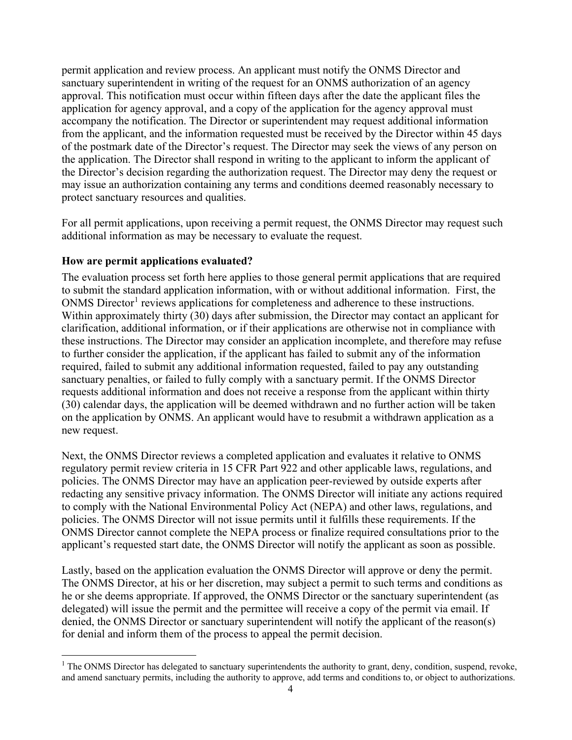permit application and review process. An applicant must notify the ONMS Director and sanctuary superintendent in writing of the request for an ONMS authorization of an agency approval. This notification must occur within fifteen days after the date the applicant files the application for agency approval, and a copy of the application for the agency approval must accompany the notification. The Director or superintendent may request additional information from the applicant, and the information requested must be received by the Director within 45 days of the postmark date of the Director's request. The Director may seek the views of any person on the application. The Director shall respond in writing to the applicant to inform the applicant of the Director's decision regarding the authorization request. The Director may deny the request or may issue an authorization containing any terms and conditions deemed reasonably necessary to protect sanctuary resources and qualities.

For all permit applications, upon receiving a permit request, the ONMS Director may request such additional information as may be necessary to evaluate the request.

**How are permit applications evaluated?**

The evaluation process set forth here applies to those general permit applications that are required to submit the standard application information, with or without additional information. First, the ONMS Director[1] reviews applications for completeness and adherence to these instructions. Within approximately thirty (30) days after submission, the Director may contact an applicant for clarification, additional information, or if their applications are otherwise not in compliance with these instructions. The Director may consider an application incomplete, and therefore may refuse to further consider the application, if the applicant has failed to submit any of the information required, failed to submit any additional information requested, failed to pay any outstanding sanctuary penalties, or failed to fully comply with a sanctuary permit. If the ONMS Director requests additional information and does not receive a response from the applicant within thirty (30) calendar days, the application will be deemed withdrawn and no further action will be taken on the application by ONMS. An applicant would have to resubmit a withdrawn application as a new request.

Next, the ONMS Director reviews a completed application and evaluates it relative to ONMS regulatory permit review criteria in 15 CFR Part 922 and other applicable laws, regulations, and policies. The ONMS Director may have an application peer-reviewed by outside experts after redacting any sensitive privacy information. The ONMS Director will initiate any actions required to comply with the National Environmental Policy Act (NEPA) and other laws, regulations, and policies. The ONMS Director will not issue permits until it fulfills these requirements. If the ONMS Director cannot complete the NEPA process or finalize required consultations prior to the applicant's requested start date, the ONMS Director will notify the applicant as soon as possible.

Lastly, based on the application evaluation the ONMS Director will approve or deny the permit. The ONMS Director, at his or her discretion, may subject a permit to such terms and conditions as he or she deems appropriate. If approved, the ONMS Director or the sanctuary superintendent (as delegated) will issue the permit and the permittee will receive a copy of the permit via email. If denied, the ONMS Director or sanctuary superintendent will notify the applicant of the reason(s) for denial and inform them of the process to appeal the permit decision.

[1] The ONMS Director has delegated to sanctuary superintendents the authority to grant, deny, condition, suspend, revoke, and amend sanctuary permits, including the authority to approve, add terms and conditions to, or object to authorizations.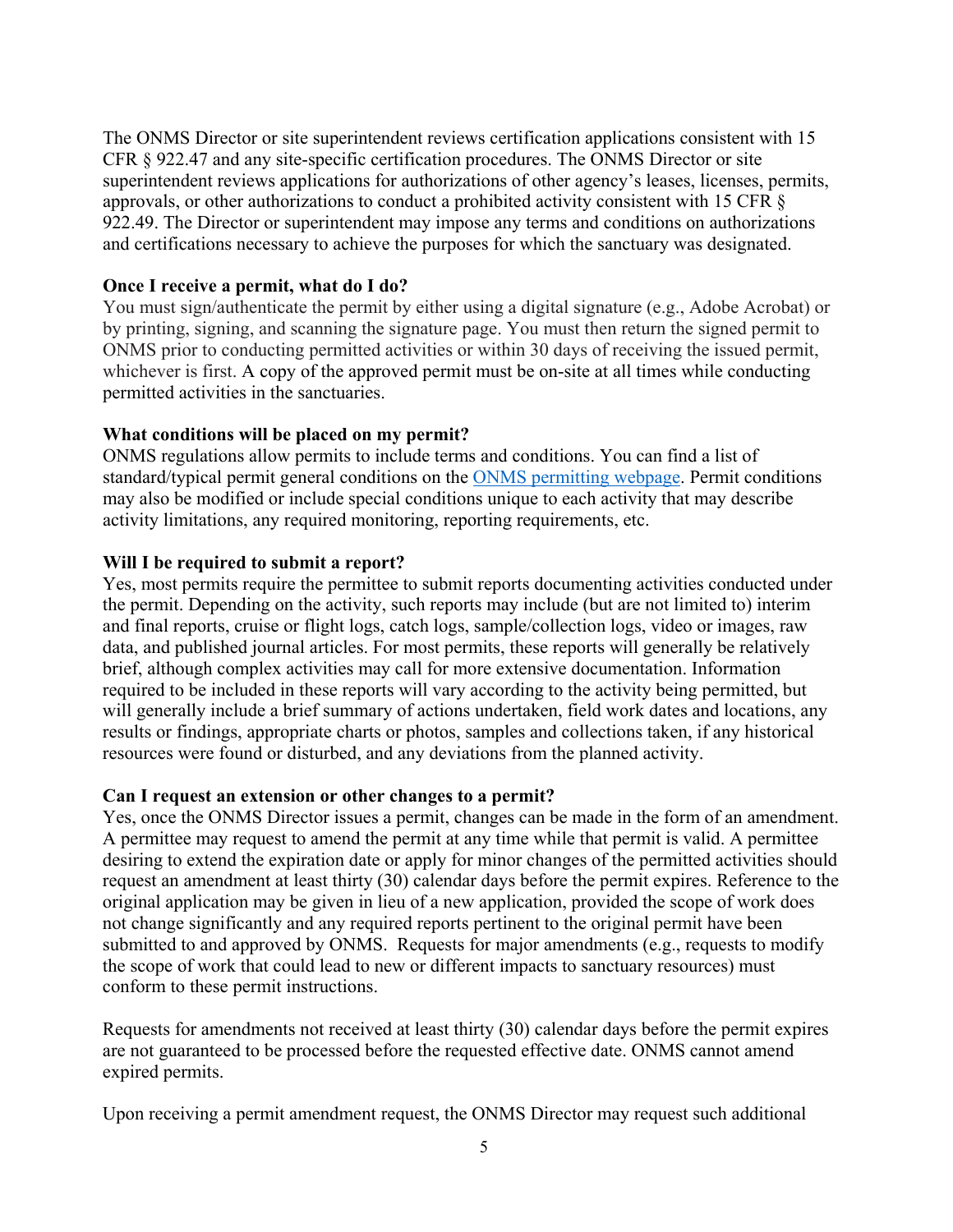The ONMS Director or site superintendent reviews certification applications consistent with 15 CFR § 922.47 and any site-specific certification procedures. The ONMS Director or site superintendent reviews applications for authorizations of other agency's leases, licenses, permits, approvals, or other authorizations to conduct a prohibited activity consistent with 15 CFR § 922.49. The Director or superintendent may impose any terms and conditions on authorizations and certifications necessary to achieve the purposes for which the sanctuary was designated.

**Once I receive a permit, what do I do?**

You must sign/authenticate the permit by either using a digital signature (e.g., Adobe Acrobat) or by printing, signing, and scanning the signature page. You must then return the signed permit to ONMS prior to conducting permitted activities or within 30 days of receiving the issued permit, whichever is first. A copy of the approved permit must be on-site at all times while conducting permitted activities in the sanctuaries.

**What conditions will be placed on my permit?**

ONMS regulations allow permits to include terms and conditions. You can find a list of standard/typical permit general conditions on the [ONMS permitting webpage](). Permit conditions may also be modified or include special conditions unique to each activity that may describe activity limitations, any required monitoring, reporting requirements, etc.

**Will I be required to submit a report?**

Yes, most permits require the permittee to submit reports documenting activities conducted under the permit. Depending on the activity, such reports may include (but are not limited to) interim and final reports, cruise or flight logs, catch logs, sample/collection logs, video or images, raw data, and published journal articles. For most permits, these reports will generally be relatively brief, although complex activities may call for more extensive documentation. Information required to be included in these reports will vary according to the activity being permitted, but will generally include a brief summary of actions undertaken, field work dates and locations, any results or findings, appropriate charts or photos, samples and collections taken, if any historical resources were found or disturbed, and any deviations from the planned activity.

**Can I request an extension or other changes to a permit?**

Yes, once the ONMS Director issues a permit, changes can be made in the form of an amendment. A permittee may request to amend the permit at any time while that permit is valid. A permittee desiring to extend the expiration date or apply for minor changes of the permitted activities should request an amendment at least thirty (30) calendar days before the permit expires. Reference to the original application may be given in lieu of a new application, provided the scope of work does not change significantly and any required reports pertinent to the original permit have been submitted to and approved by ONMS. Requests for major amendments (e.g., requests to modify the scope of work that could lead to new or different impacts to sanctuary resources) must conform to these permit instructions.

Requests for amendments not received at least thirty (30) calendar days before the permit expires are not guaranteed to be processed before the requested effective date. ONMS cannot amend expired permits.

Upon receiving a permit amendment request, the ONMS Director may request such additional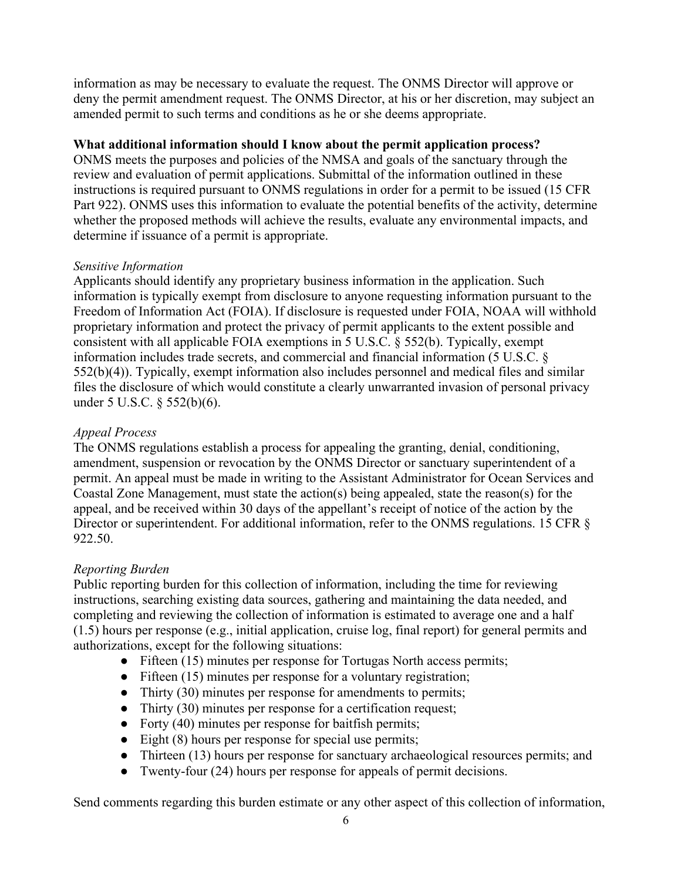information as may be necessary to evaluate the request. The ONMS Director will approve or deny the permit amendment request. The ONMS Director, at his or her discretion, may subject an amended permit to such terms and conditions as he or she deems appropriate.

**What additional information should I know about the permit application process?**

ONMS meets the purposes and policies of the NMSA and goals of the sanctuary through the review and evaluation of permit applications. Submittal of the information outlined in these instructions is required pursuant to ONMS regulations in order for a permit to be issued (15 CFR Part 922). ONMS uses this information to evaluate the potential benefits of the activity, determine whether the proposed methods will achieve the results, evaluate any environmental impacts, and determine if issuance of a permit is appropriate.

*Sensitive Information*

Applicants should identify any proprietary business information in the application. Such information is typically exempt from disclosure to anyone requesting information pursuant to the Freedom of Information Act (FOIA). If disclosure is requested under FOIA, NOAA will withhold proprietary information and protect the privacy of permit applicants to the extent possible and consistent with all applicable FOIA exemptions in 5 U.S.C. § 552(b). Typically, exempt information includes trade secrets, and commercial and financial information (5 U.S.C. § 552(b)(4)). Typically, exempt information also includes personnel and medical files and similar files the disclosure of which would constitute a clearly unwarranted invasion of personal privacy under 5 U.S.C. § 552(b)(6).

*Appeal Process*

The ONMS regulations establish a process for appealing the granting, denial, conditioning, amendment, suspension or revocation by the ONMS Director or sanctuary superintendent of a permit. An appeal must be made in writing to the Assistant Administrator for Ocean Services and Coastal Zone Management, must state the action(s) being appealed, state the reason(s) for the appeal, and be received within 30 days of the appellant's receipt of notice of the action by the Director or superintendent. For additional information, refer to the ONMS regulations. 15 CFR § 922.50.

*Reporting Burden*

Public reporting burden for this collection of information, including the time for reviewing instructions, searching existing data sources, gathering and maintaining the data needed, and completing and reviewing the collection of information is estimated to average one and a half (1.5) hours per response (e.g., initial application, cruise log, final report) for general permits and authorizations, except for the following situations:

- Fifteen (15) minutes per response for Tortugas North access permits;
- Fifteen (15) minutes per response for a voluntary registration;
- Thirty (30) minutes per response for amendments to permits;
- Thirty (30) minutes per response for a certification request;
- Forty (40) minutes per response for baitfish permits;
- Eight (8) hours per response for special use permits;
- Thirteen (13) hours per response for sanctuary archaeological resources permits; and
- Twenty-four (24) hours per response for appeals of permit decisions.

Send comments regarding this burden estimate or any other aspect of this collection of information,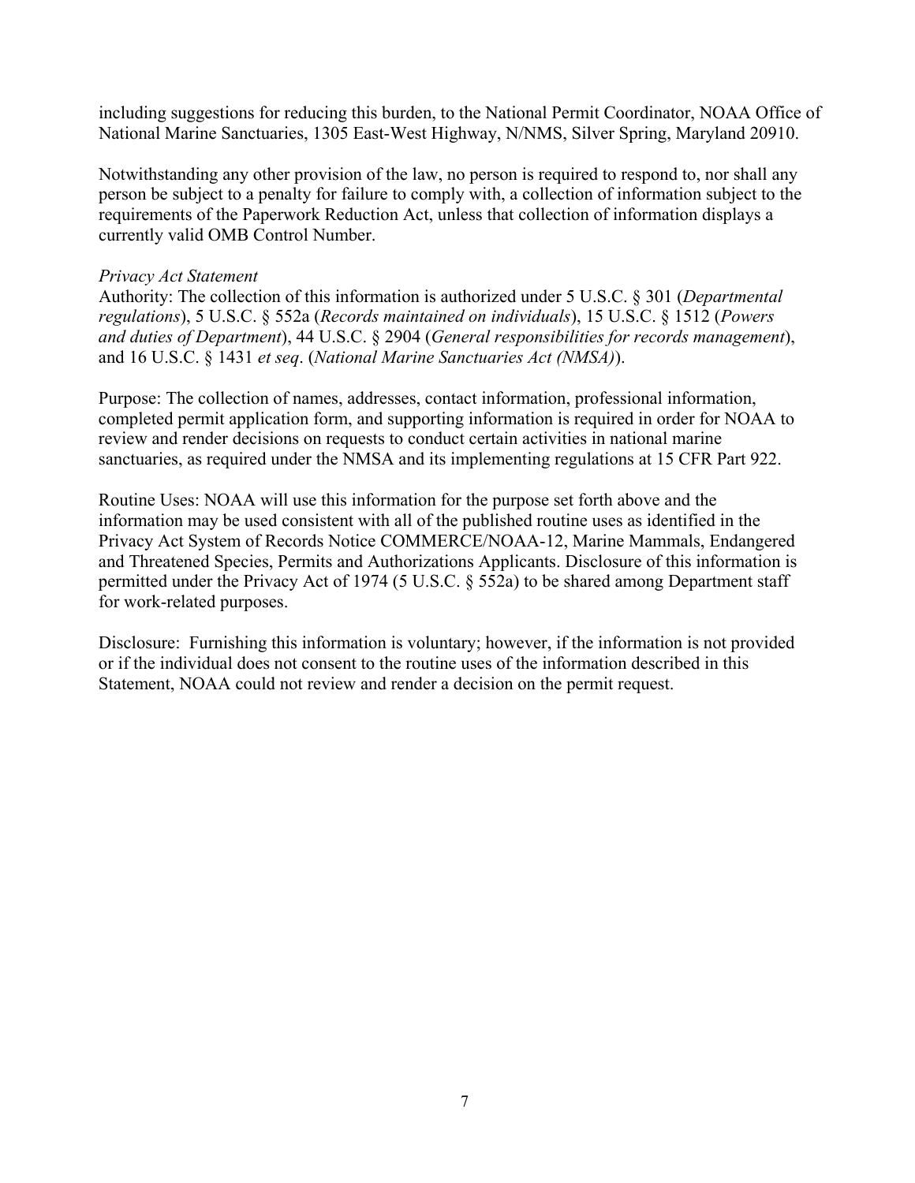including suggestions for reducing this burden, to the National Permit Coordinator, NOAA Office of National Marine Sanctuaries, 1305 East-West Highway, N/NMS, Silver Spring, Maryland 20910.

Notwithstanding any other provision of the law, no person is required to respond to, nor shall any person be subject to a penalty for failure to comply with, a collection of information subject to the requirements of the Paperwork Reduction Act, unless that collection of information displays a currently valid OMB Control Number.

*Privacy Act Statement*

Authority: The collection of this information is authorized under 5 U.S.C. § 301 (*Departmental regulations*), 5 U.S.C. § 552a (*Records maintained on individuals*), 15 U.S.C. § 1512 (*Powers and duties of Department*), 44 U.S.C. § 2904 (*General responsibilities for records management*), and 16 U.S.C. § 1431 *et seq*. (*National Marine Sanctuaries Act (NMSA)*).

Purpose: The collection of names, addresses, contact information, professional information, completed permit application form, and supporting information is required in order for NOAA to review and render decisions on requests to conduct certain activities in national marine sanctuaries, as required under the NMSA and its implementing regulations at 15 CFR Part 922.

Routine Uses: NOAA will use this information for the purpose set forth above and the information may be used consistent with all of the published routine uses as identified in the Privacy Act System of Records Notice COMMERCE/NOAA-12, Marine Mammals, Endangered and Threatened Species, Permits and Authorizations Applicants. Disclosure of this information is permitted under the Privacy Act of 1974 (5 U.S.C. § 552a) to be shared among Department staff for work-related purposes.

Disclosure: Furnishing this information is voluntary; however, if the information is not provided or if the individual does not consent to the routine uses of the information described in this Statement, NOAA could not review and render a decision on the permit request.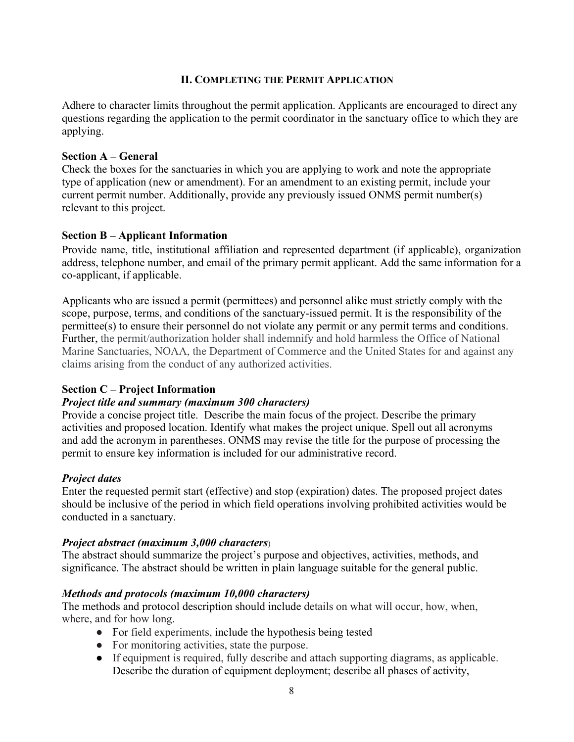## II. Completing the Permit Application

Adhere to character limits throughout the permit application. Applicants are encouraged to direct any questions regarding the application to the permit coordinator in the sanctuary office to which they are applying.

**Section A – General**

Check the boxes for the sanctuaries in which you are applying to work and note the appropriate type of application (new or amendment). For an amendment to an existing permit, include your current permit number. Additionally, provide any previously issued ONMS permit number(s) relevant to this project.

**Section B – Applicant Information**

Provide name, title, institutional affiliation and represented department (if applicable), organization address, telephone number, and email of the primary permit applicant. Add the same information for a co-applicant, if applicable.

Applicants who are issued a permit (permittees) and personnel alike must strictly comply with the scope, purpose, terms, and conditions of the sanctuary-issued permit. It is the responsibility of the permittee(s) to ensure their personnel do not violate any permit or any permit terms and conditions. Further, the permit/authorization holder shall indemnify and hold harmless the Office of National Marine Sanctuaries, NOAA, the Department of Commerce and the United States for and against any claims arising from the conduct of any authorized activities.

**Section C – Project Information**

***Project title and summary (maximum 300 characters)***

Provide a concise project title. Describe the main focus of the project. Describe the primary activities and proposed location. Identify what makes the project unique. Spell out all acronyms and add the acronym in parentheses. ONMS may revise the title for the purpose of processing the permit to ensure key information is included for our administrative record.

***Project dates***

Enter the requested permit start (effective) and stop (expiration) dates. The proposed project dates should be inclusive of the period in which field operations involving prohibited activities would be conducted in a sanctuary.

***Project abstract (maximum 3,000 characters)***

The abstract should summarize the project's purpose and objectives, activities, methods, and significance. The abstract should be written in plain language suitable for the general public.

***Methods and protocols (maximum 10,000 characters)***

The methods and protocol description should include details on what will occur, how, when, where, and for how long.

- For field experiments, include the hypothesis being tested
- For monitoring activities, state the purpose.
- If equipment is required, fully describe and attach supporting diagrams, as applicable. Describe the duration of equipment deployment; describe all phases of activity,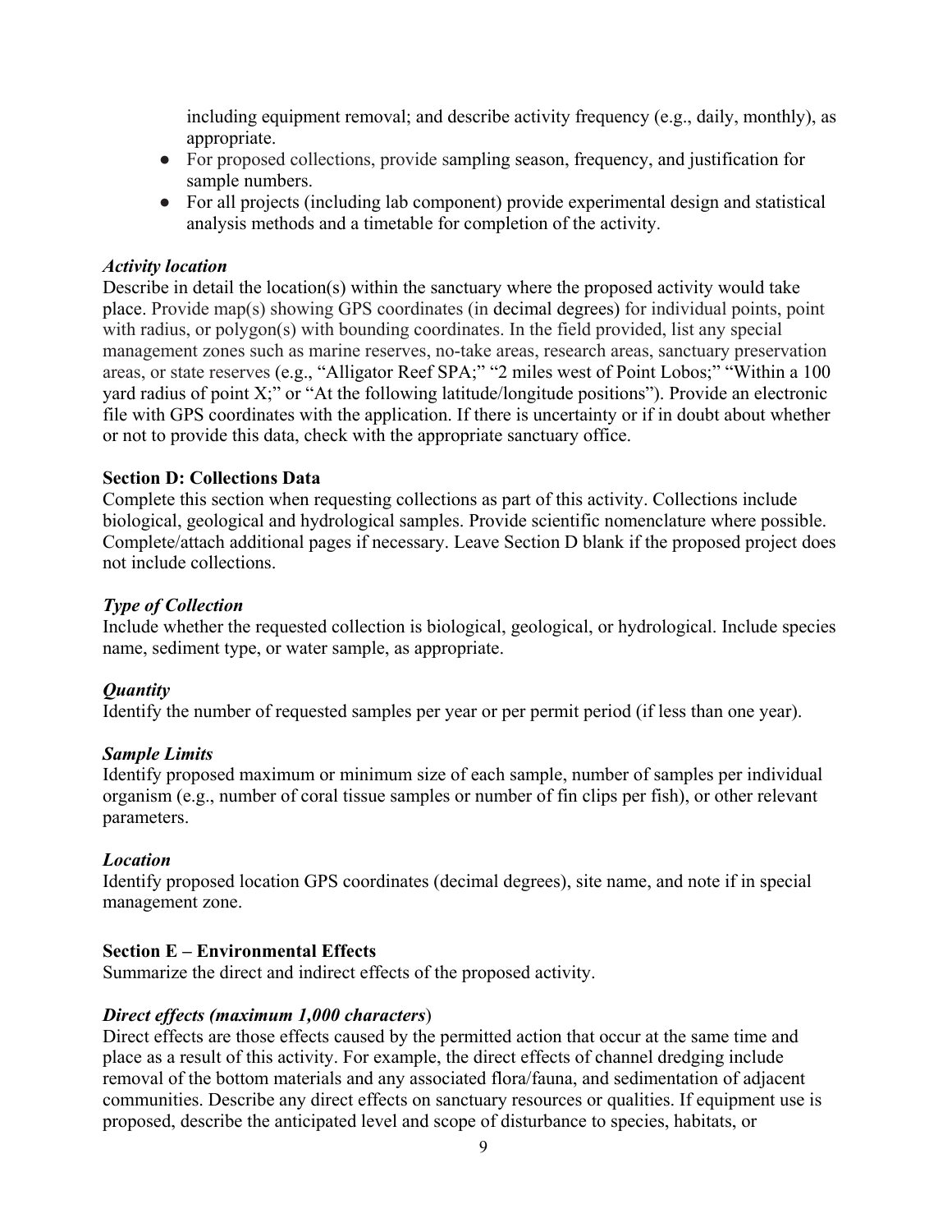including equipment removal; and describe activity frequency (e.g., daily, monthly), as appropriate.

- For proposed collections, provide sampling season, frequency, and justification for sample numbers.
- For all projects (including lab component) provide experimental design and statistical analysis methods and a timetable for completion of the activity.

***Activity location***

Describe in detail the location(s) within the sanctuary where the proposed activity would take place. Provide map(s) showing GPS coordinates (in decimal degrees) for individual points, point with radius, or polygon(s) with bounding coordinates. In the field provided, list any special management zones such as marine reserves, no-take areas, research areas, sanctuary preservation areas, or state reserves (e.g., "Alligator Reef SPA;" "2 miles west of Point Lobos;" "Within a 100 yard radius of point X;" or "At the following latitude/longitude positions"). Provide an electronic file with GPS coordinates with the application. If there is uncertainty or if in doubt about whether or not to provide this data, check with the appropriate sanctuary office.

**Section D: Collections Data**

Complete this section when requesting collections as part of this activity. Collections include biological, geological and hydrological samples. Provide scientific nomenclature where possible. Complete/attach additional pages if necessary. Leave Section D blank if the proposed project does not include collections.

***Type of Collection***

Include whether the requested collection is biological, geological, or hydrological. Include species name, sediment type, or water sample, as appropriate.

***Quantity***

Identify the number of requested samples per year or per permit period (if less than one year).

***Sample Limits***

Identify proposed maximum or minimum size of each sample, number of samples per individual organism (e.g., number of coral tissue samples or number of fin clips per fish), or other relevant parameters.

***Location***

Identify proposed location GPS coordinates (decimal degrees), site name, and note if in special management zone.

**Section E – Environmental Effects**

Summarize the direct and indirect effects of the proposed activity.

***Direct effects (maximum 1,000 characters)***

Direct effects are those effects caused by the permitted action that occur at the same time and place as a result of this activity. For example, the direct effects of channel dredging include removal of the bottom materials and any associated flora/fauna, and sedimentation of adjacent communities. Describe any direct effects on sanctuary resources or qualities. If equipment use is proposed, describe the anticipated level and scope of disturbance to species, habitats, or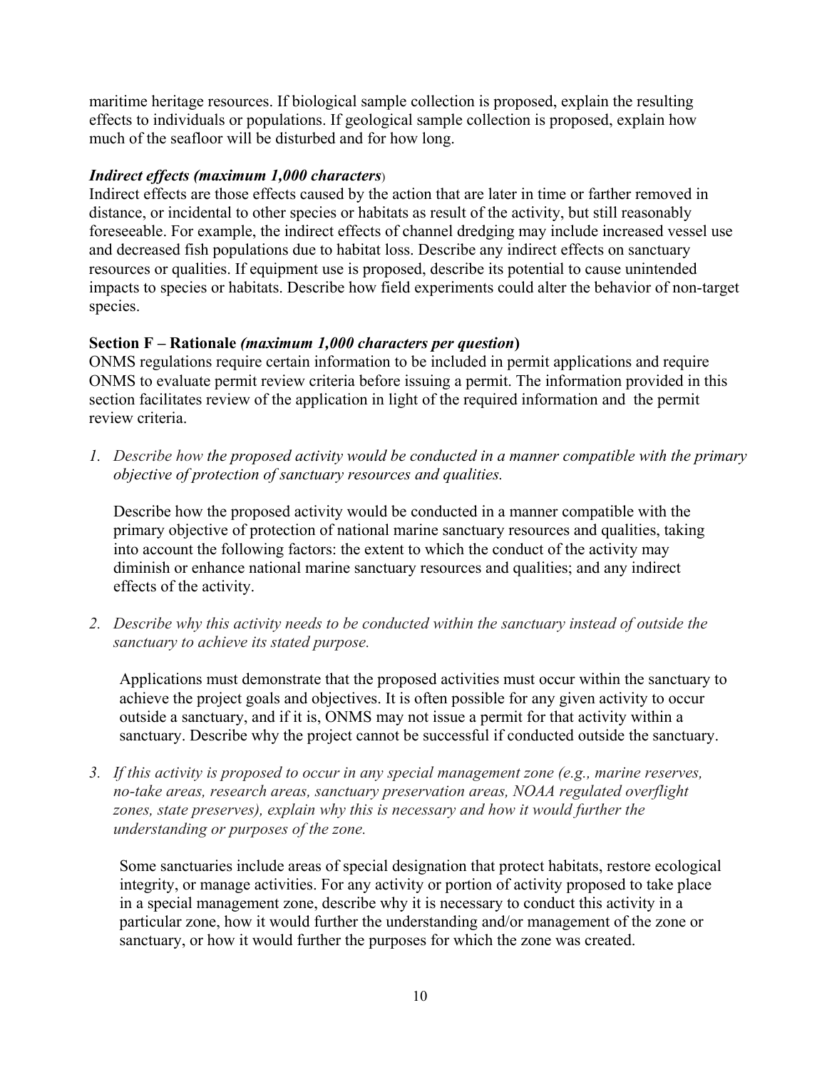maritime heritage resources. If biological sample collection is proposed, explain the resulting effects to individuals or populations. If geological sample collection is proposed, explain how much of the seafloor will be disturbed and for how long.

***Indirect effects (maximum 1,000 characters***)

Indirect effects are those effects caused by the action that are later in time or farther removed in distance, or incidental to other species or habitats as result of the activity, but still reasonably foreseeable. For example, the indirect effects of channel dredging may include increased vessel use and decreased fish populations due to habitat loss. Describe any indirect effects on sanctuary resources or qualities. If equipment use is proposed, describe its potential to cause unintended impacts to species or habitats. Describe how field experiments could alter the behavior of non-target species.

**Section F – Rationale *(maximum 1,000 characters per question*)**

ONMS regulations require certain information to be included in permit applications and require ONMS to evaluate permit review criteria before issuing a permit. The information provided in this section facilitates review of the application in light of the required information and the permit review criteria.

1. *Describe how the proposed activity would be conducted in a manner compatible with the primary objective of protection of sanctuary resources and qualities.*

   Describe how the proposed activity would be conducted in a manner compatible with the primary objective of protection of national marine sanctuary resources and qualities, taking into account the following factors: the extent to which the conduct of the activity may diminish or enhance national marine sanctuary resources and qualities; and any indirect effects of the activity.

2. *Describe why this activity needs to be conducted within the sanctuary instead of outside the sanctuary to achieve its stated purpose.*

   Applications must demonstrate that the proposed activities must occur within the sanctuary to achieve the project goals and objectives. It is often possible for any given activity to occur outside a sanctuary, and if it is, ONMS may not issue a permit for that activity within a sanctuary. Describe why the project cannot be successful if conducted outside the sanctuary.

3. *If this activity is proposed to occur in any special management zone (e.g., marine reserves, no-take areas, research areas, sanctuary preservation areas, NOAA regulated overflight zones, state preserves), explain why this is necessary and how it would further the understanding or purposes of the zone.*

   Some sanctuaries include areas of special designation that protect habitats, restore ecological integrity, or manage activities. For any activity or portion of activity proposed to take place in a special management zone, describe why it is necessary to conduct this activity in a particular zone, how it would further the understanding and/or management of the zone or sanctuary, or how it would further the purposes for which the zone was created.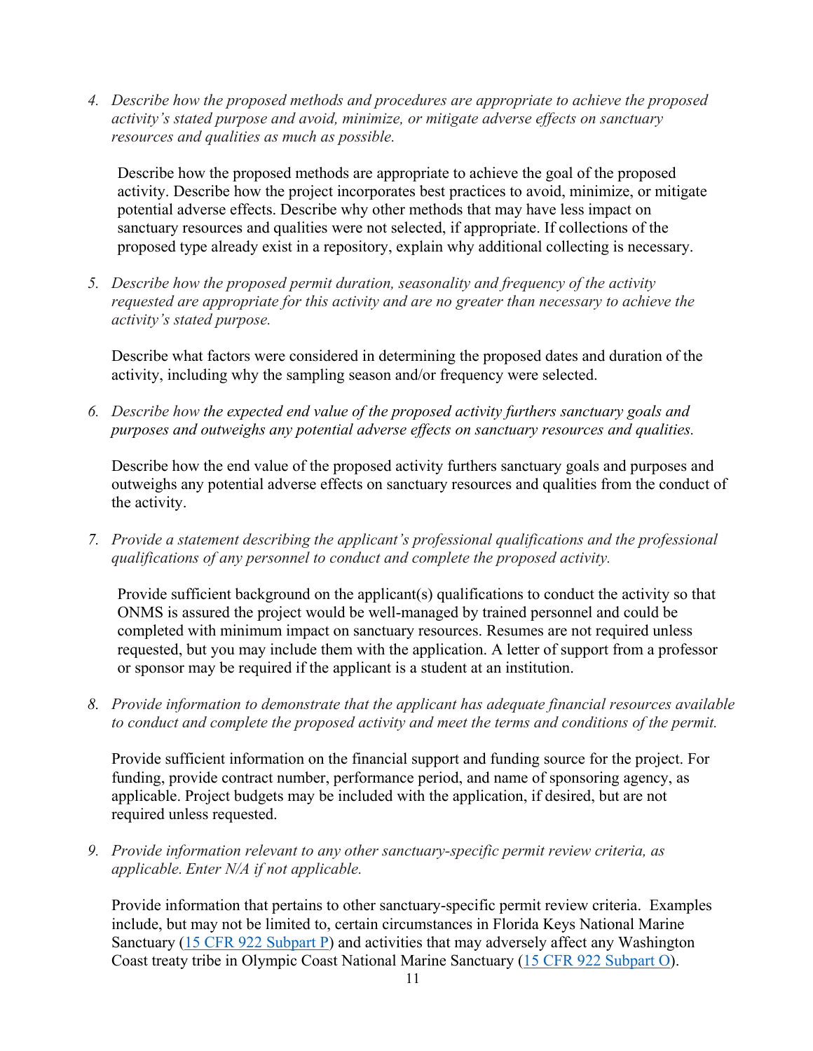4. *Describe how the proposed methods and procedures are appropriate to achieve the proposed activity's stated purpose and avoid, minimize, or mitigate adverse effects on sanctuary resources and qualities as much as possible.*

   Describe how the proposed methods are appropriate to achieve the goal of the proposed activity. Describe how the project incorporates best practices to avoid, minimize, or mitigate potential adverse effects. Describe why other methods that may have less impact on sanctuary resources and qualities were not selected, if appropriate. If collections of the proposed type already exist in a repository, explain why additional collecting is necessary.

5. *Describe how the proposed permit duration, seasonality and frequency of the activity requested are appropriate for this activity and are no greater than necessary to achieve the activity's stated purpose.*

   Describe what factors were considered in determining the proposed dates and duration of the activity, including why the sampling season and/or frequency were selected.

6. *Describe how the expected end value of the proposed activity furthers sanctuary goals and purposes and outweighs any potential adverse effects on sanctuary resources and qualities.*

   Describe how the end value of the proposed activity furthers sanctuary goals and purposes and outweighs any potential adverse effects on sanctuary resources and qualities from the conduct of the activity.

7. *Provide a statement describing the applicant's professional qualifications and the professional qualifications of any personnel to conduct and complete the proposed activity.*

   Provide sufficient background on the applicant(s) qualifications to conduct the activity so that ONMS is assured the project would be well-managed by trained personnel and could be completed with minimum impact on sanctuary resources. Resumes are not required unless requested, but you may include them with the application. A letter of support from a professor or sponsor may be required if the applicant is a student at an institution.

8. *Provide information to demonstrate that the applicant has adequate financial resources available to conduct and complete the proposed activity and meet the terms and conditions of the permit.*

   Provide sufficient information on the financial support and funding source for the project. For funding, provide contract number, performance period, and name of sponsoring agency, as applicable. Project budgets may be included with the application, if desired, but are not required unless requested.

9. *Provide information relevant to any other sanctuary-specific permit review criteria, as applicable. Enter N/A if not applicable.*

   Provide information that pertains to other sanctuary-specific permit review criteria. Examples include, but may not be limited to, certain circumstances in Florida Keys National Marine Sanctuary (15 CFR 922 Subpart P) and activities that may adversely affect any Washington Coast treaty tribe in Olympic Coast National Marine Sanctuary (15 CFR 922 Subpart O).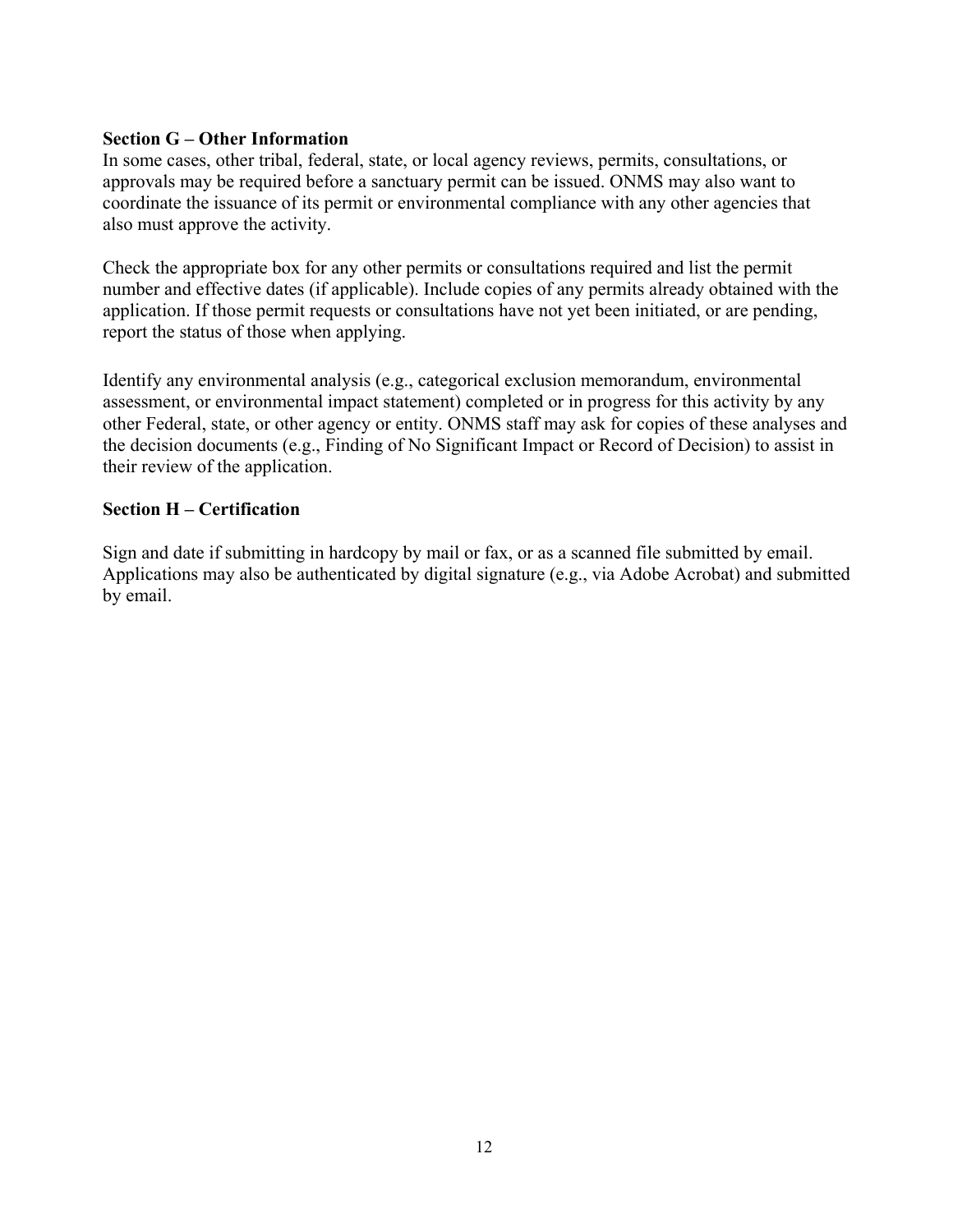**Section G – Other Information**

In some cases, other tribal, federal, state, or local agency reviews, permits, consultations, or approvals may be required before a sanctuary permit can be issued. ONMS may also want to coordinate the issuance of its permit or environmental compliance with any other agencies that also must approve the activity.

Check the appropriate box for any other permits or consultations required and list the permit number and effective dates (if applicable). Include copies of any permits already obtained with the application. If those permit requests or consultations have not yet been initiated, or are pending, report the status of those when applying.

Identify any environmental analysis (e.g., categorical exclusion memorandum, environmental assessment, or environmental impact statement) completed or in progress for this activity by any other Federal, state, or other agency or entity. ONMS staff may ask for copies of these analyses and the decision documents (e.g., Finding of No Significant Impact or Record of Decision) to assist in their review of the application.

**Section H – Certification**

Sign and date if submitting in hardcopy by mail or fax, or as a scanned file submitted by email. Applications may also be authenticated by digital signature (e.g., via Adobe Acrobat) and submitted by email.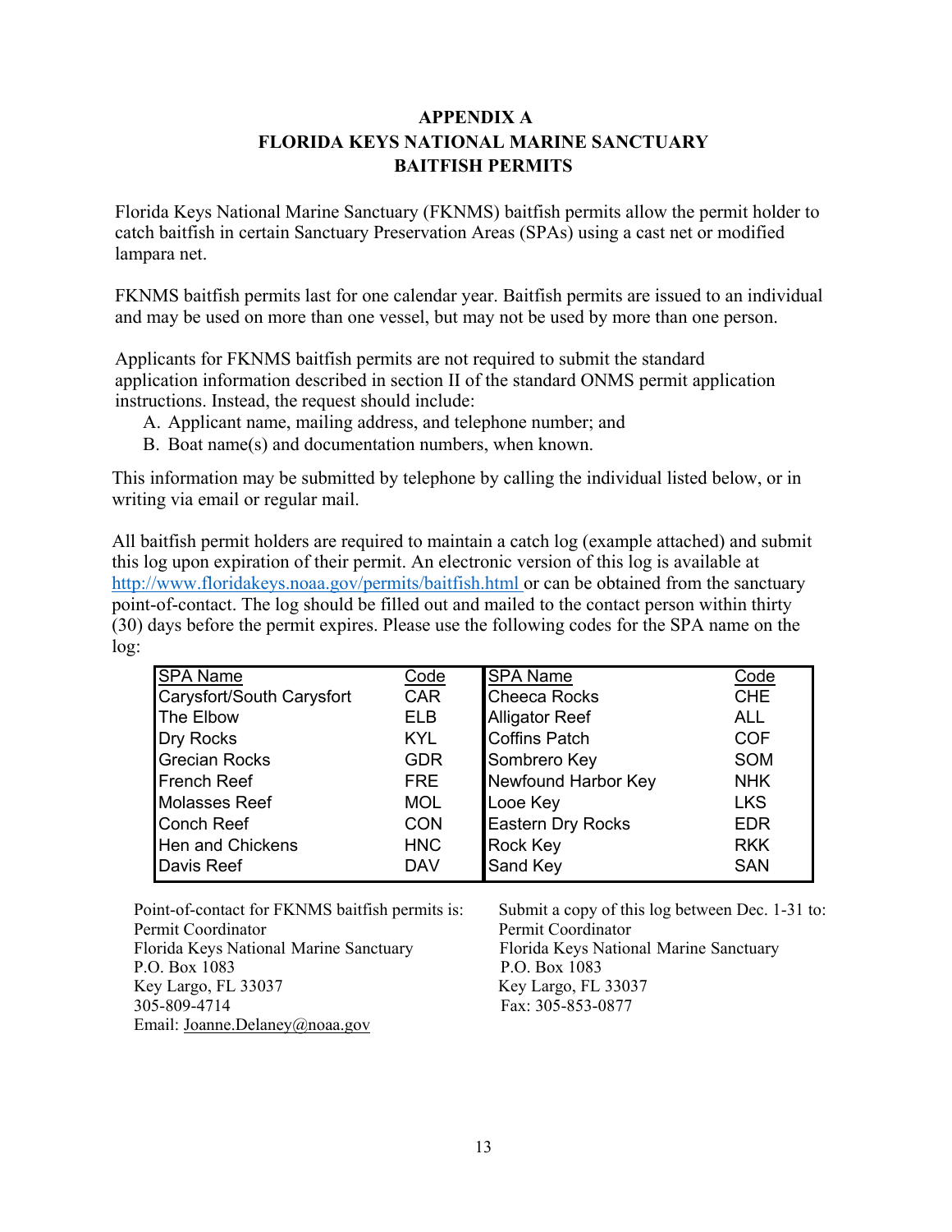# APPENDIX A
# FLORIDA KEYS NATIONAL MARINE SANCTUARY
# BAITFISH PERMITS

Florida Keys National Marine Sanctuary (FKNMS) baitfish permits allow the permit holder to catch baitfish in certain Sanctuary Preservation Areas (SPAs) using a cast net or modified lampara net.

FKNMS baitfish permits last for one calendar year. Baitfish permits are issued to an individual and may be used on more than one vessel, but may not be used by more than one person.

Applicants for FKNMS baitfish permits are not required to submit the standard application information described in section II of the standard ONMS permit application instructions. Instead, the request should include:

A. Applicant name, mailing address, and telephone number; and
B. Boat name(s) and documentation numbers, when known.

This information may be submitted by telephone by calling the individual listed below, or in writing via email or regular mail.

All baitfish permit holders are required to maintain a catch log (example attached) and submit this log upon expiration of their permit. An electronic version of this log is available at http://www.floridakeys.noaa.gov/permits/baitfish.html or can be obtained from the sanctuary point-of-contact. The log should be filled out and mailed to the contact person within thirty (30) days before the permit expires. Please use the following codes for the SPA name on the log:

| SPA Name | Code | SPA Name | Code |
|---|---|---|---|
| Carysfort/South Carysfort | CAR | Cheeca Rocks | CHE |
| The Elbow | ELB | Alligator Reef | ALL |
| Dry Rocks | KYL | Coffins Patch | COF |
| Grecian Rocks | GDR | Sombrero Key | SOM |
| French Reef | FRE | Newfound Harbor Key | NHK |
| Molasses Reef | MOL | Looe Key | LKS |
| Conch Reef | CON | Eastern Dry Rocks | EDR |
| Hen and Chickens | HNC | Rock Key | RKK |
| Davis Reef | DAV | Sand Key | SAN |

Point-of-contact for FKNMS baitfish permits is:
Permit Coordinator
Florida Keys National Marine Sanctuary
P.O. Box 1083
Key Largo, FL 33037
305-809-4714
Email: Joanne.Delaney@noaa.gov

Submit a copy of this log between Dec. 1-31 to:
Permit Coordinator
Florida Keys National Marine Sanctuary
P.O. Box 1083
Key Largo, FL 33037
Fax: 305-853-0877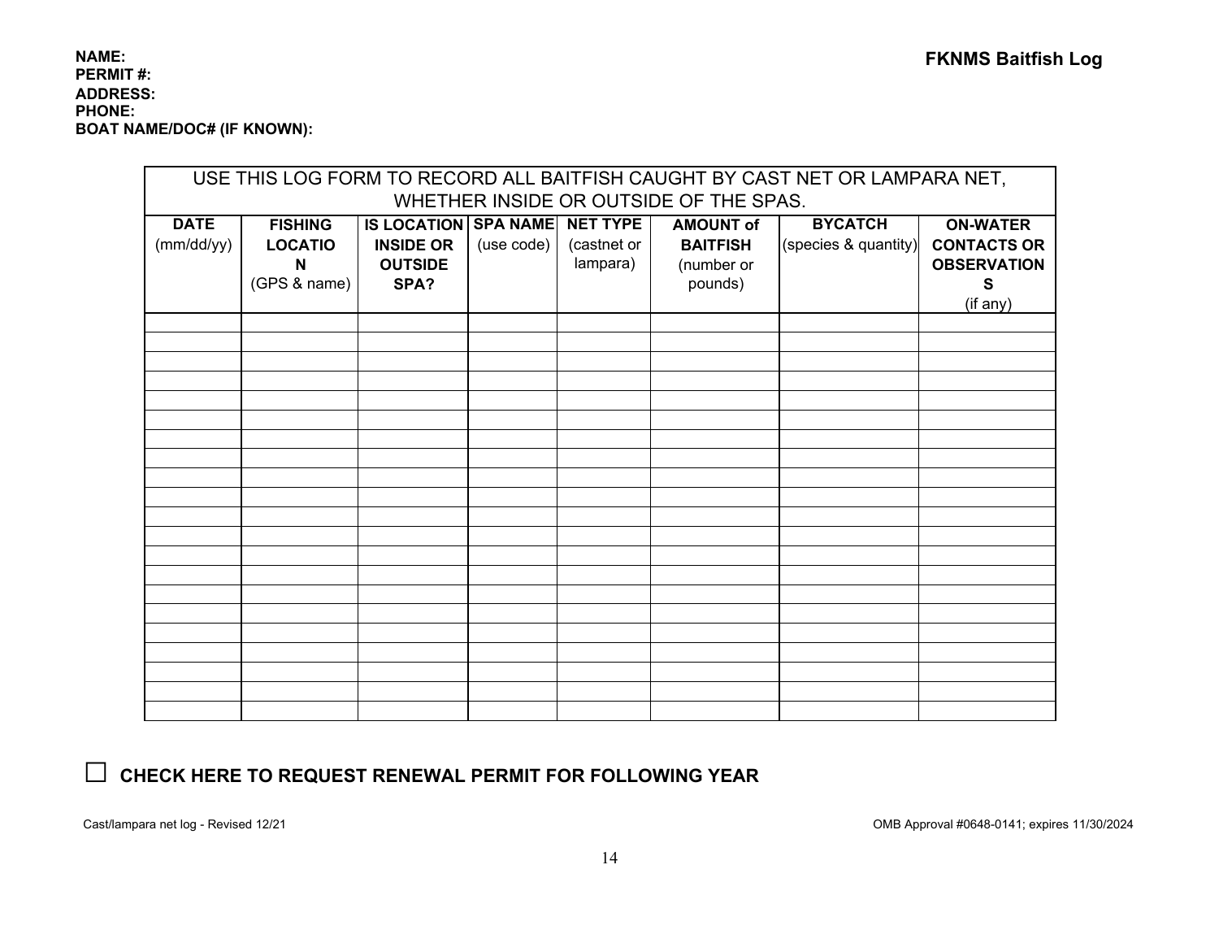**NAME:**
**PERMIT #:**
**ADDRESS:**
**PHONE:**
**BOAT NAME/DOC# (IF KNOWN):**

## FKNMS Baitfish Log

| USE THIS LOG FORM TO RECORD ALL BAITFISH CAUGHT BY CAST NET OR LAMPARA NET, WHETHER INSIDE OR OUTSIDE OF THE SPAS. | | | | | | | |
|---|---|---|---|---|---|---|---|
| **DATE** (mm/dd/yy) | **FISHING LOCATION** (GPS & name) | **IS LOCATION INSIDE OR OUTSIDE SPA?** | **SPA NAME** (use code) | **NET TYPE** (castnet or lampara) | **AMOUNT of BAITFISH** (number or pounds) | **BYCATCH** (species & quantity) | **ON-WATER CONTACTS OR OBSERVATIONS** (if any) |
| | | | | | | | |
| | | | | | | | |
| | | | | | | | |
| | | | | | | | |
| | | | | | | | |
| | | | | | | | |
| | | | | | | | |
| | | | | | | | |
| | | | | | | | |
| | | | | | | | |
| | | | | | | | |
| | | | | | | | |
| | | | | | | | |
| | | | | | | | |
| | | | | | | | |
| | | | | | | | |
| | | | | | | | |
| | | | | | | | |
| | | | | | | | |
| | | | | | | | |
| | | | | | | | |

☐ **CHECK HERE TO REQUEST RENEWAL PERMIT FOR FOLLOWING YEAR**

Cast/lampara net log - Revised 12/21

OMB Approval #0648-0141; expires 11/30/2024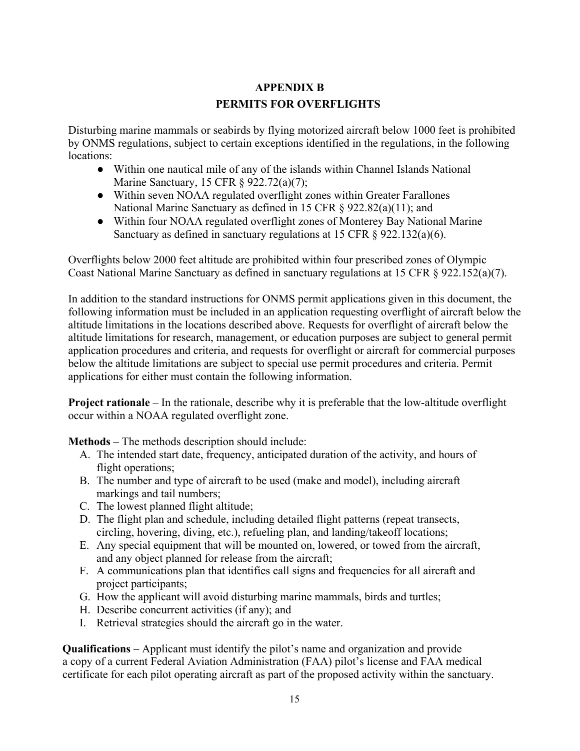# APPENDIX B

## PERMITS FOR OVERFLIGHTS

Disturbing marine mammals or seabirds by flying motorized aircraft below 1000 feet is prohibited by ONMS regulations, subject to certain exceptions identified in the regulations, in the following locations:

- Within one nautical mile of any of the islands within Channel Islands National Marine Sanctuary, 15 CFR § 922.72(a)(7);
- Within seven NOAA regulated overflight zones within Greater Farallones National Marine Sanctuary as defined in 15 CFR § 922.82(a)(11); and
- Within four NOAA regulated overflight zones of Monterey Bay National Marine Sanctuary as defined in sanctuary regulations at 15 CFR § 922.132(a)(6).

Overflights below 2000 feet altitude are prohibited within four prescribed zones of Olympic Coast National Marine Sanctuary as defined in sanctuary regulations at 15 CFR § 922.152(a)(7).

In addition to the standard instructions for ONMS permit applications given in this document, the following information must be included in an application requesting overflight of aircraft below the altitude limitations in the locations described above. Requests for overflight of aircraft below the altitude limitations for research, management, or education purposes are subject to general permit application procedures and criteria, and requests for overflight or aircraft for commercial purposes below the altitude limitations are subject to special use permit procedures and criteria. Permit applications for either must contain the following information.

**Project rationale** – In the rationale, describe why it is preferable that the low-altitude overflight occur within a NOAA regulated overflight zone.

**Methods** – The methods description should include:

A. The intended start date, frequency, anticipated duration of the activity, and hours of flight operations;
B. The number and type of aircraft to be used (make and model), including aircraft markings and tail numbers;
C. The lowest planned flight altitude;
D. The flight plan and schedule, including detailed flight patterns (repeat transects, circling, hovering, diving, etc.), refueling plan, and landing/takeoff locations;
E. Any special equipment that will be mounted on, lowered, or towed from the aircraft, and any object planned for release from the aircraft;
F. A communications plan that identifies call signs and frequencies for all aircraft and project participants;
G. How the applicant will avoid disturbing marine mammals, birds and turtles;
H. Describe concurrent activities (if any); and
I. Retrieval strategies should the aircraft go in the water.

**Qualifications** – Applicant must identify the pilot's name and organization and provide a copy of a current Federal Aviation Administration (FAA) pilot's license and FAA medical certificate for each pilot operating aircraft as part of the proposed activity within the sanctuary.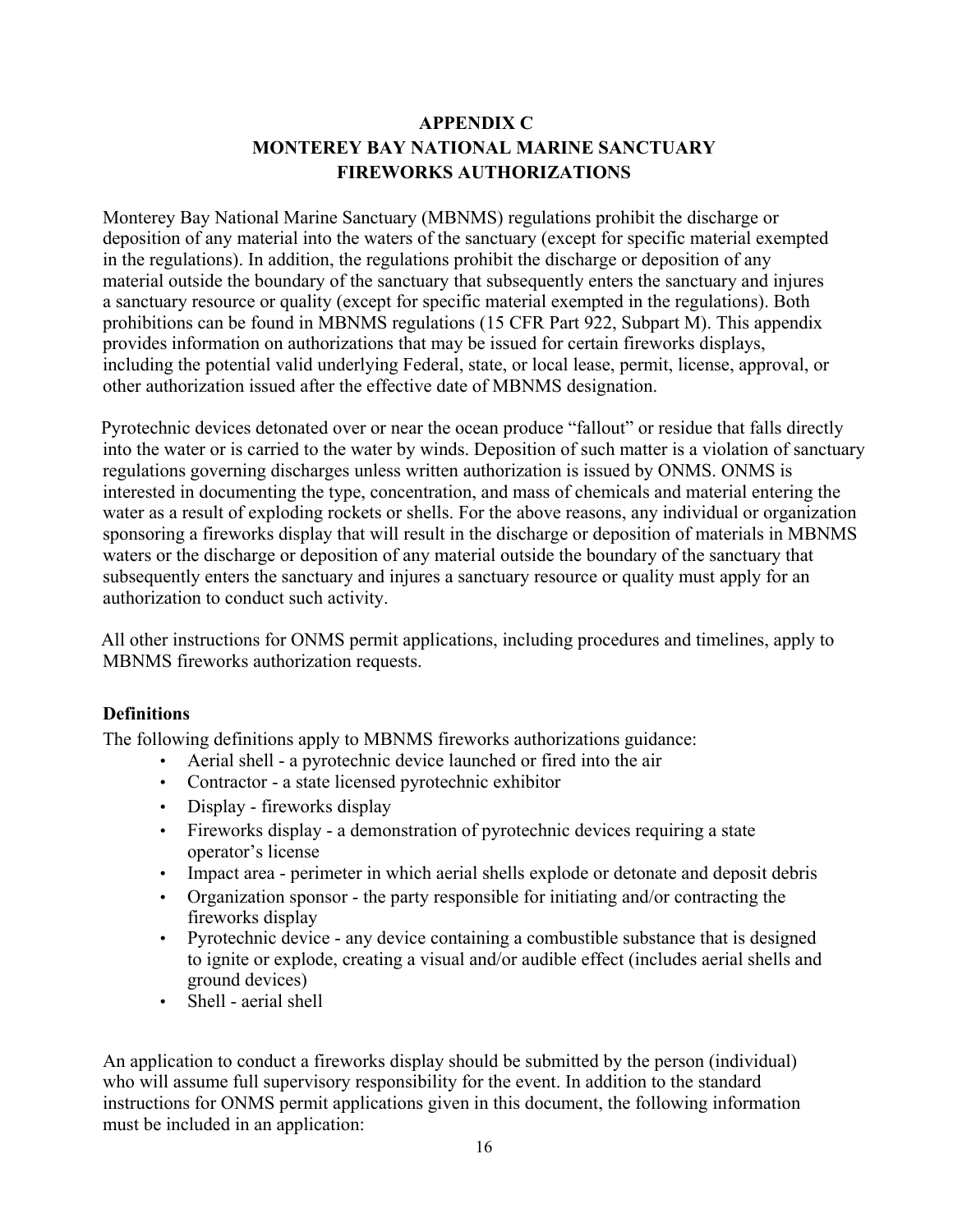# APPENDIX C
# MONTEREY BAY NATIONAL MARINE SANCTUARY
# FIREWORKS AUTHORIZATIONS

Monterey Bay National Marine Sanctuary (MBNMS) regulations prohibit the discharge or deposition of any material into the waters of the sanctuary (except for specific material exempted in the regulations). In addition, the regulations prohibit the discharge or deposition of any material outside the boundary of the sanctuary that subsequently enters the sanctuary and injures a sanctuary resource or quality (except for specific material exempted in the regulations). Both prohibitions can be found in MBNMS regulations (15 CFR Part 922, Subpart M). This appendix provides information on authorizations that may be issued for certain fireworks displays, including the potential valid underlying Federal, state, or local lease, permit, license, approval, or other authorization issued after the effective date of MBNMS designation.

Pyrotechnic devices detonated over or near the ocean produce "fallout" or residue that falls directly into the water or is carried to the water by winds. Deposition of such matter is a violation of sanctuary regulations governing discharges unless written authorization is issued by ONMS. ONMS is interested in documenting the type, concentration, and mass of chemicals and material entering the water as a result of exploding rockets or shells. For the above reasons, any individual or organization sponsoring a fireworks display that will result in the discharge or deposition of materials in MBNMS waters or the discharge or deposition of any material outside the boundary of the sanctuary that subsequently enters the sanctuary and injures a sanctuary resource or quality must apply for an authorization to conduct such activity.

All other instructions for ONMS permit applications, including procedures and timelines, apply to MBNMS fireworks authorization requests.

### Definitions

The following definitions apply to MBNMS fireworks authorizations guidance:

- Aerial shell - a pyrotechnic device launched or fired into the air
- Contractor - a state licensed pyrotechnic exhibitor
- Display - fireworks display
- Fireworks display - a demonstration of pyrotechnic devices requiring a state operator's license
- Impact area - perimeter in which aerial shells explode or detonate and deposit debris
- Organization sponsor - the party responsible for initiating and/or contracting the fireworks display
- Pyrotechnic device - any device containing a combustible substance that is designed to ignite or explode, creating a visual and/or audible effect (includes aerial shells and ground devices)
- Shell - aerial shell

An application to conduct a fireworks display should be submitted by the person (individual) who will assume full supervisory responsibility for the event. In addition to the standard instructions for ONMS permit applications given in this document, the following information must be included in an application: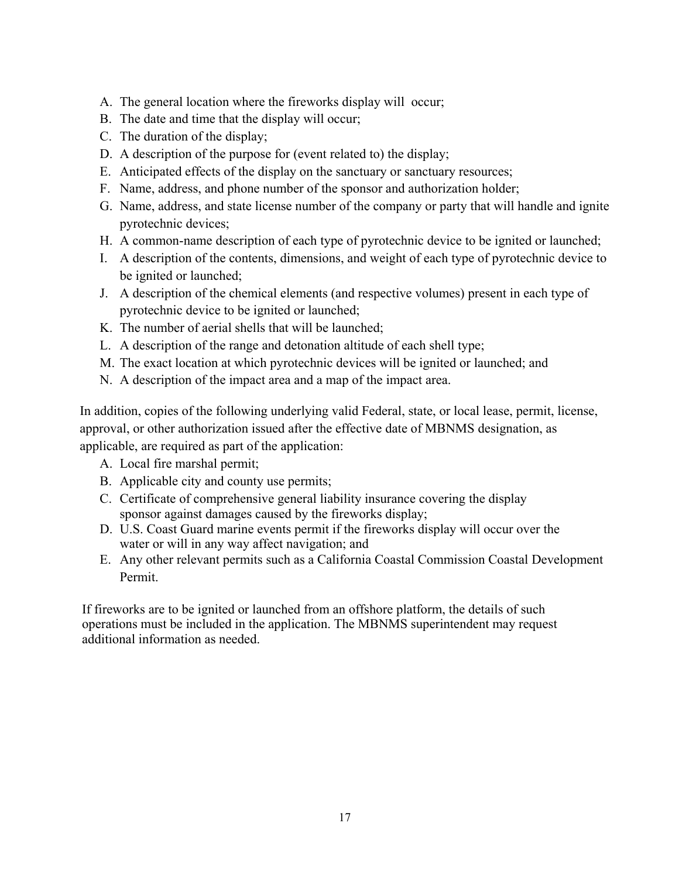A. The general location where the fireworks display will occur;
B. The date and time that the display will occur;
C. The duration of the display;
D. A description of the purpose for (event related to) the display;
E. Anticipated effects of the display on the sanctuary or sanctuary resources;
F. Name, address, and phone number of the sponsor and authorization holder;
G. Name, address, and state license number of the company or party that will handle and ignite pyrotechnic devices;
H. A common-name description of each type of pyrotechnic device to be ignited or launched;
I. A description of the contents, dimensions, and weight of each type of pyrotechnic device to be ignited or launched;
J. A description of the chemical elements (and respective volumes) present in each type of pyrotechnic device to be ignited or launched;
K. The number of aerial shells that will be launched;
L. A description of the range and detonation altitude of each shell type;
M. The exact location at which pyrotechnic devices will be ignited or launched; and
N. A description of the impact area and a map of the impact area.

In addition, copies of the following underlying valid Federal, state, or local lease, permit, license, approval, or other authorization issued after the effective date of MBNMS designation, as applicable, are required as part of the application:

A. Local fire marshal permit;
B. Applicable city and county use permits;
C. Certificate of comprehensive general liability insurance covering the display sponsor against damages caused by the fireworks display;
D. U.S. Coast Guard marine events permit if the fireworks display will occur over the water or will in any way affect navigation; and
E. Any other relevant permits such as a California Coastal Commission Coastal Development Permit.

If fireworks are to be ignited or launched from an offshore platform, the details of such operations must be included in the application. The MBNMS superintendent may request additional information as needed.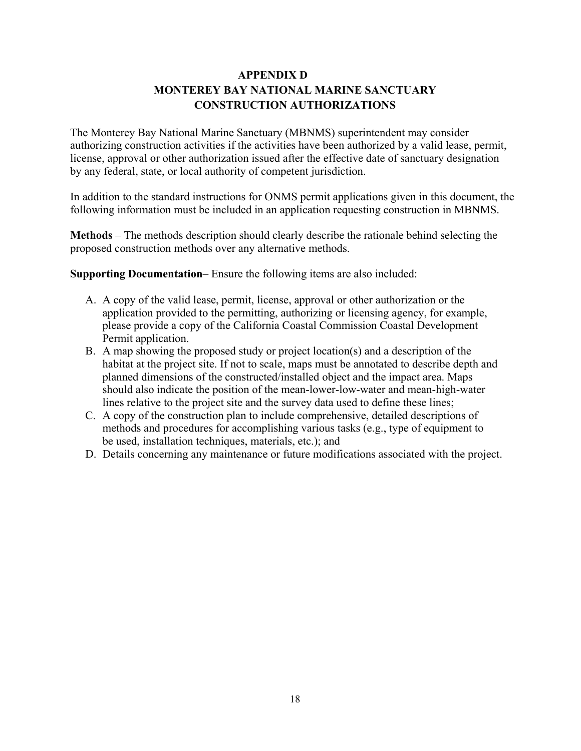# APPENDIX D
# MONTEREY BAY NATIONAL MARINE SANCTUARY
# CONSTRUCTION AUTHORIZATIONS

The Monterey Bay National Marine Sanctuary (MBNMS) superintendent may consider authorizing construction activities if the activities have been authorized by a valid lease, permit, license, approval or other authorization issued after the effective date of sanctuary designation by any federal, state, or local authority of competent jurisdiction.

In addition to the standard instructions for ONMS permit applications given in this document, the following information must be included in an application requesting construction in MBNMS.

**Methods** – The methods description should clearly describe the rationale behind selecting the proposed construction methods over any alternative methods.

**Supporting Documentation**– Ensure the following items are also included:

A. A copy of the valid lease, permit, license, approval or other authorization or the application provided to the permitting, authorizing or licensing agency, for example, please provide a copy of the California Coastal Commission Coastal Development Permit application.
B. A map showing the proposed study or project location(s) and a description of the habitat at the project site. If not to scale, maps must be annotated to describe depth and planned dimensions of the constructed/installed object and the impact area. Maps should also indicate the position of the mean-lower-low-water and mean-high-water lines relative to the project site and the survey data used to define these lines;
C. A copy of the construction plan to include comprehensive, detailed descriptions of methods and procedures for accomplishing various tasks (e.g., type of equipment to be used, installation techniques, materials, etc.); and
D. Details concerning any maintenance or future modifications associated with the project.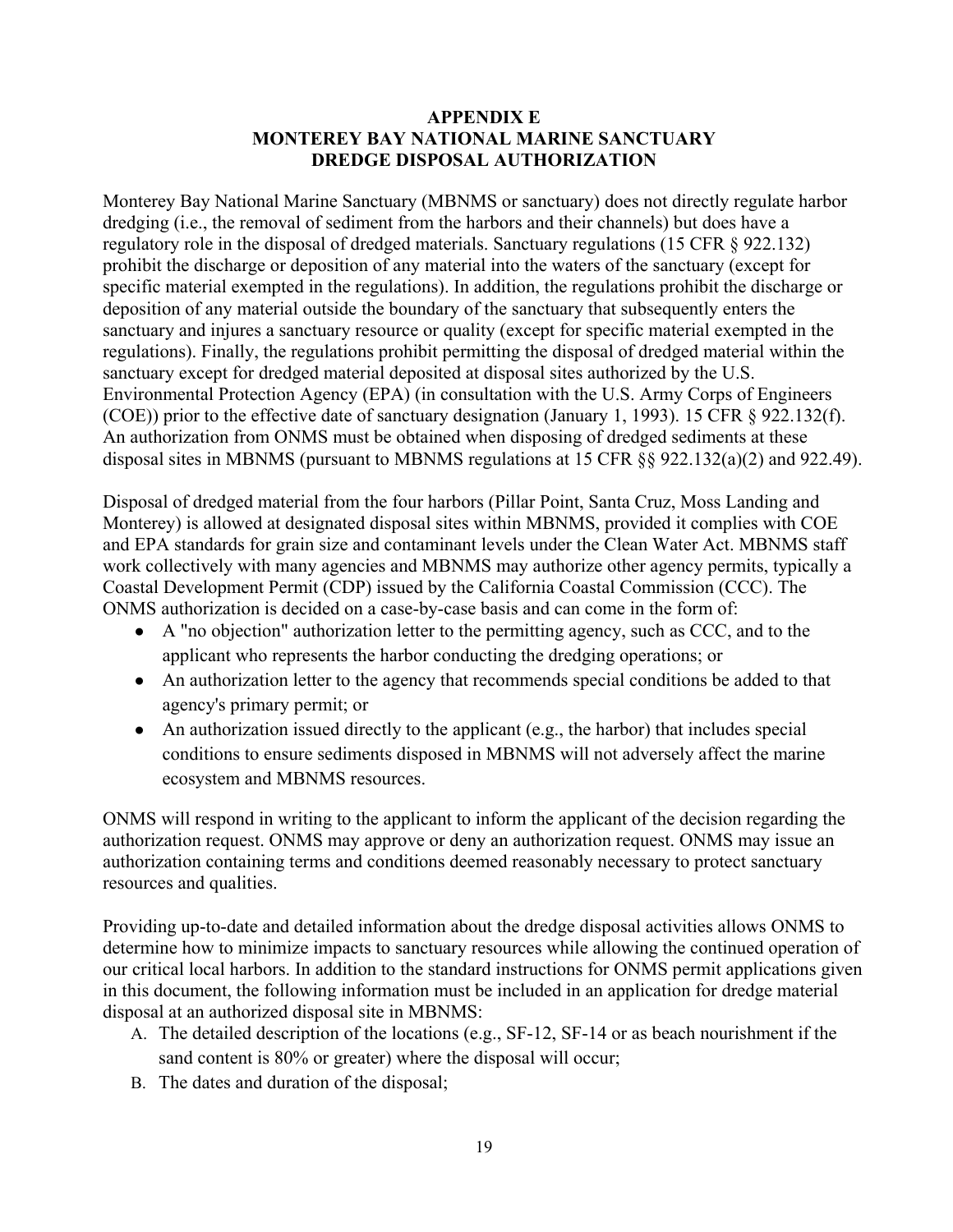## APPENDIX E
## MONTEREY BAY NATIONAL MARINE SANCTUARY
## DREDGE DISPOSAL AUTHORIZATION

Monterey Bay National Marine Sanctuary (MBNMS or sanctuary) does not directly regulate harbor dredging (i.e., the removal of sediment from the harbors and their channels) but does have a regulatory role in the disposal of dredged materials. Sanctuary regulations (15 CFR § 922.132) prohibit the discharge or deposition of any material into the waters of the sanctuary (except for specific material exempted in the regulations). In addition, the regulations prohibit the discharge or deposition of any material outside the boundary of the sanctuary that subsequently enters the sanctuary and injures a sanctuary resource or quality (except for specific material exempted in the regulations). Finally, the regulations prohibit permitting the disposal of dredged material within the sanctuary except for dredged material deposited at disposal sites authorized by the U.S. Environmental Protection Agency (EPA) (in consultation with the U.S. Army Corps of Engineers (COE)) prior to the effective date of sanctuary designation (January 1, 1993). 15 CFR § 922.132(f). An authorization from ONMS must be obtained when disposing of dredged sediments at these disposal sites in MBNMS (pursuant to MBNMS regulations at 15 CFR §§ 922.132(a)(2) and 922.49).

Disposal of dredged material from the four harbors (Pillar Point, Santa Cruz, Moss Landing and Monterey) is allowed at designated disposal sites within MBNMS, provided it complies with COE and EPA standards for grain size and contaminant levels under the Clean Water Act. MBNMS staff work collectively with many agencies and MBNMS may authorize other agency permits, typically a Coastal Development Permit (CDP) issued by the California Coastal Commission (CCC). The ONMS authorization is decided on a case-by-case basis and can come in the form of:

- A "no objection" authorization letter to the permitting agency, such as CCC, and to the applicant who represents the harbor conducting the dredging operations; or
- An authorization letter to the agency that recommends special conditions be added to that agency's primary permit; or
- An authorization issued directly to the applicant (e.g., the harbor) that includes special conditions to ensure sediments disposed in MBNMS will not adversely affect the marine ecosystem and MBNMS resources.

ONMS will respond in writing to the applicant to inform the applicant of the decision regarding the authorization request. ONMS may approve or deny an authorization request. ONMS may issue an authorization containing terms and conditions deemed reasonably necessary to protect sanctuary resources and qualities.

Providing up-to-date and detailed information about the dredge disposal activities allows ONMS to determine how to minimize impacts to sanctuary resources while allowing the continued operation of our critical local harbors. In addition to the standard instructions for ONMS permit applications given in this document, the following information must be included in an application for dredge material disposal at an authorized disposal site in MBNMS:

A. The detailed description of the locations (e.g., SF-12, SF-14 or as beach nourishment if the sand content is 80% or greater) where the disposal will occur;
B. The dates and duration of the disposal;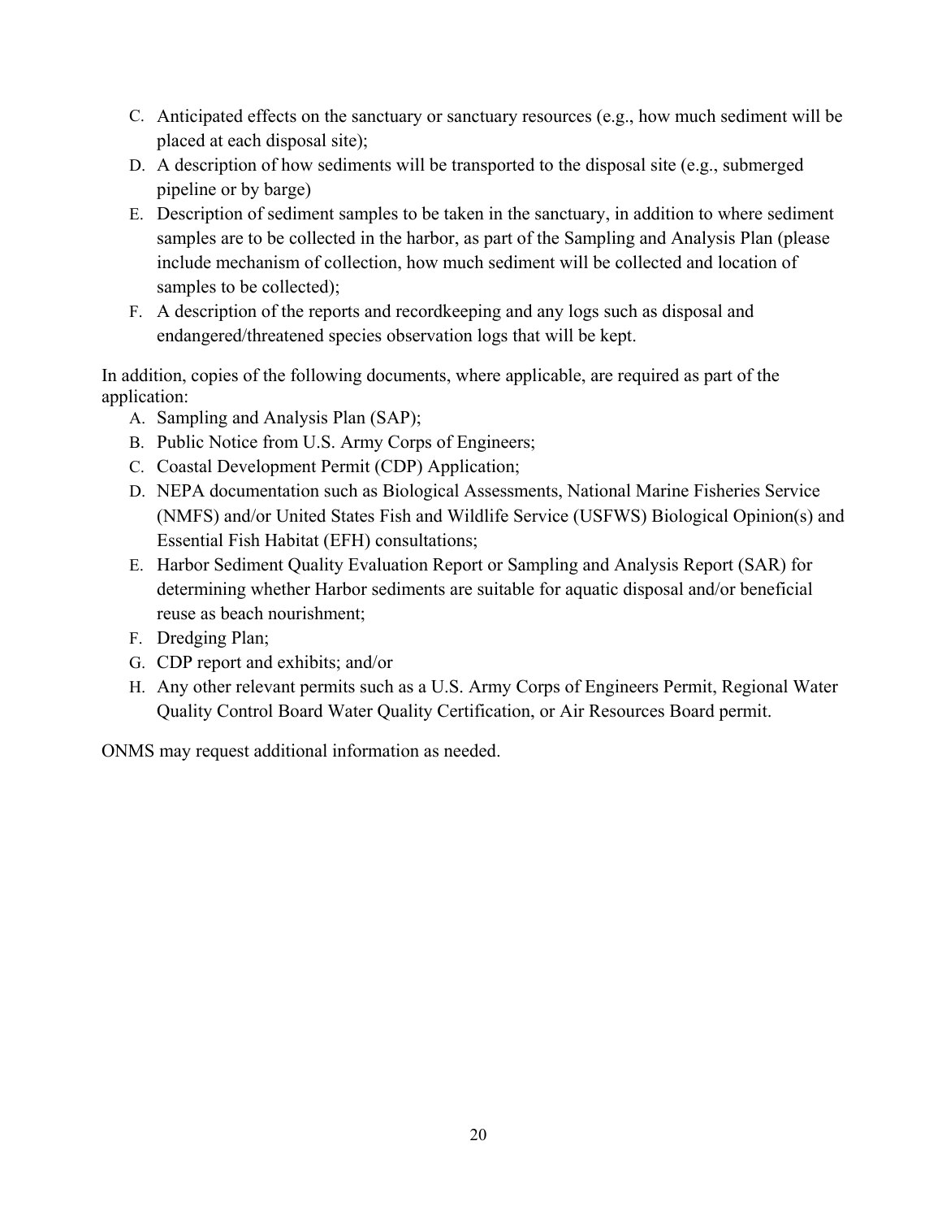C. Anticipated effects on the sanctuary or sanctuary resources (e.g., how much sediment will be placed at each disposal site);
D. A description of how sediments will be transported to the disposal site (e.g., submerged pipeline or by barge)
E. Description of sediment samples to be taken in the sanctuary, in addition to where sediment samples are to be collected in the harbor, as part of the Sampling and Analysis Plan (please include mechanism of collection, how much sediment will be collected and location of samples to be collected);
F. A description of the reports and recordkeeping and any logs such as disposal and endangered/threatened species observation logs that will be kept.

In addition, copies of the following documents, where applicable, are required as part of the application:

A. Sampling and Analysis Plan (SAP);
B. Public Notice from U.S. Army Corps of Engineers;
C. Coastal Development Permit (CDP) Application;
D. NEPA documentation such as Biological Assessments, National Marine Fisheries Service (NMFS) and/or United States Fish and Wildlife Service (USFWS) Biological Opinion(s) and Essential Fish Habitat (EFH) consultations;
E. Harbor Sediment Quality Evaluation Report or Sampling and Analysis Report (SAR) for determining whether Harbor sediments are suitable for aquatic disposal and/or beneficial reuse as beach nourishment;
F. Dredging Plan;
G. CDP report and exhibits; and/or
H. Any other relevant permits such as a U.S. Army Corps of Engineers Permit, Regional Water Quality Control Board Water Quality Certification, or Air Resources Board permit.

ONMS may request additional information as needed.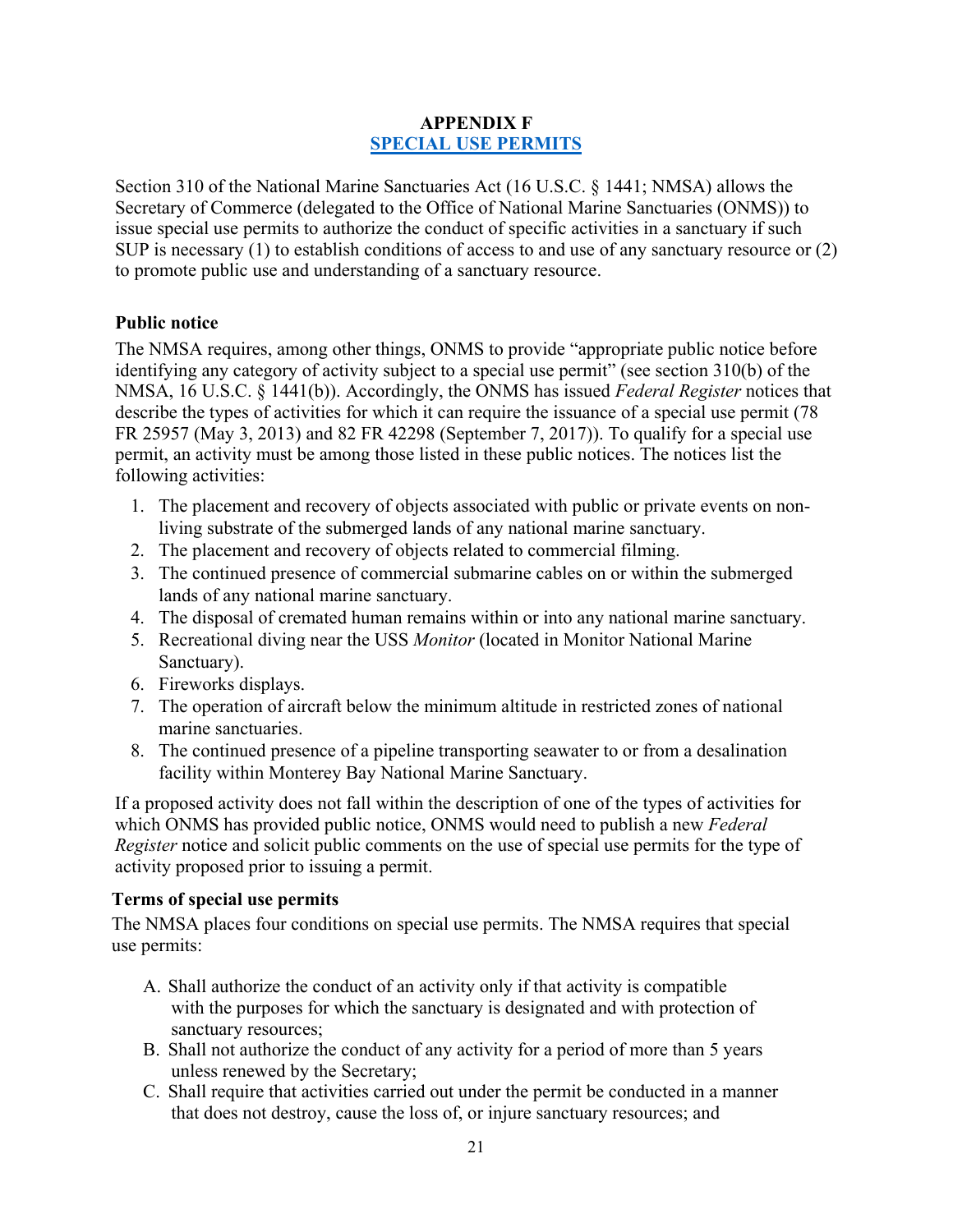# APPENDIX F
## SPECIAL USE PERMITS

Section 310 of the National Marine Sanctuaries Act (16 U.S.C. § 1441; NMSA) allows the Secretary of Commerce (delegated to the Office of National Marine Sanctuaries (ONMS)) to issue special use permits to authorize the conduct of specific activities in a sanctuary if such SUP is necessary (1) to establish conditions of access to and use of any sanctuary resource or (2) to promote public use and understanding of a sanctuary resource.

### Public notice

The NMSA requires, among other things, ONMS to provide "appropriate public notice before identifying any category of activity subject to a special use permit" (see section 310(b) of the NMSA, 16 U.S.C. § 1441(b)). Accordingly, the ONMS has issued *Federal Register* notices that describe the types of activities for which it can require the issuance of a special use permit (78 FR 25957 (May 3, 2013) and 82 FR 42298 (September 7, 2017)). To qualify for a special use permit, an activity must be among those listed in these public notices. The notices list the following activities:

1. The placement and recovery of objects associated with public or private events on non-living substrate of the submerged lands of any national marine sanctuary.
2. The placement and recovery of objects related to commercial filming.
3. The continued presence of commercial submarine cables on or within the submerged lands of any national marine sanctuary.
4. The disposal of cremated human remains within or into any national marine sanctuary.
5. Recreational diving near the USS *Monitor* (located in Monitor National Marine Sanctuary).
6. Fireworks displays.
7. The operation of aircraft below the minimum altitude in restricted zones of national marine sanctuaries.
8. The continued presence of a pipeline transporting seawater to or from a desalination facility within Monterey Bay National Marine Sanctuary.

If a proposed activity does not fall within the description of one of the types of activities for which ONMS has provided public notice, ONMS would need to publish a new *Federal Register* notice and solicit public comments on the use of special use permits for the type of activity proposed prior to issuing a permit.

### Terms of special use permits

The NMSA places four conditions on special use permits. The NMSA requires that special use permits:

A. Shall authorize the conduct of an activity only if that activity is compatible with the purposes for which the sanctuary is designated and with protection of sanctuary resources;
B. Shall not authorize the conduct of any activity for a period of more than 5 years unless renewed by the Secretary;
C. Shall require that activities carried out under the permit be conducted in a manner that does not destroy, cause the loss of, or injure sanctuary resources; and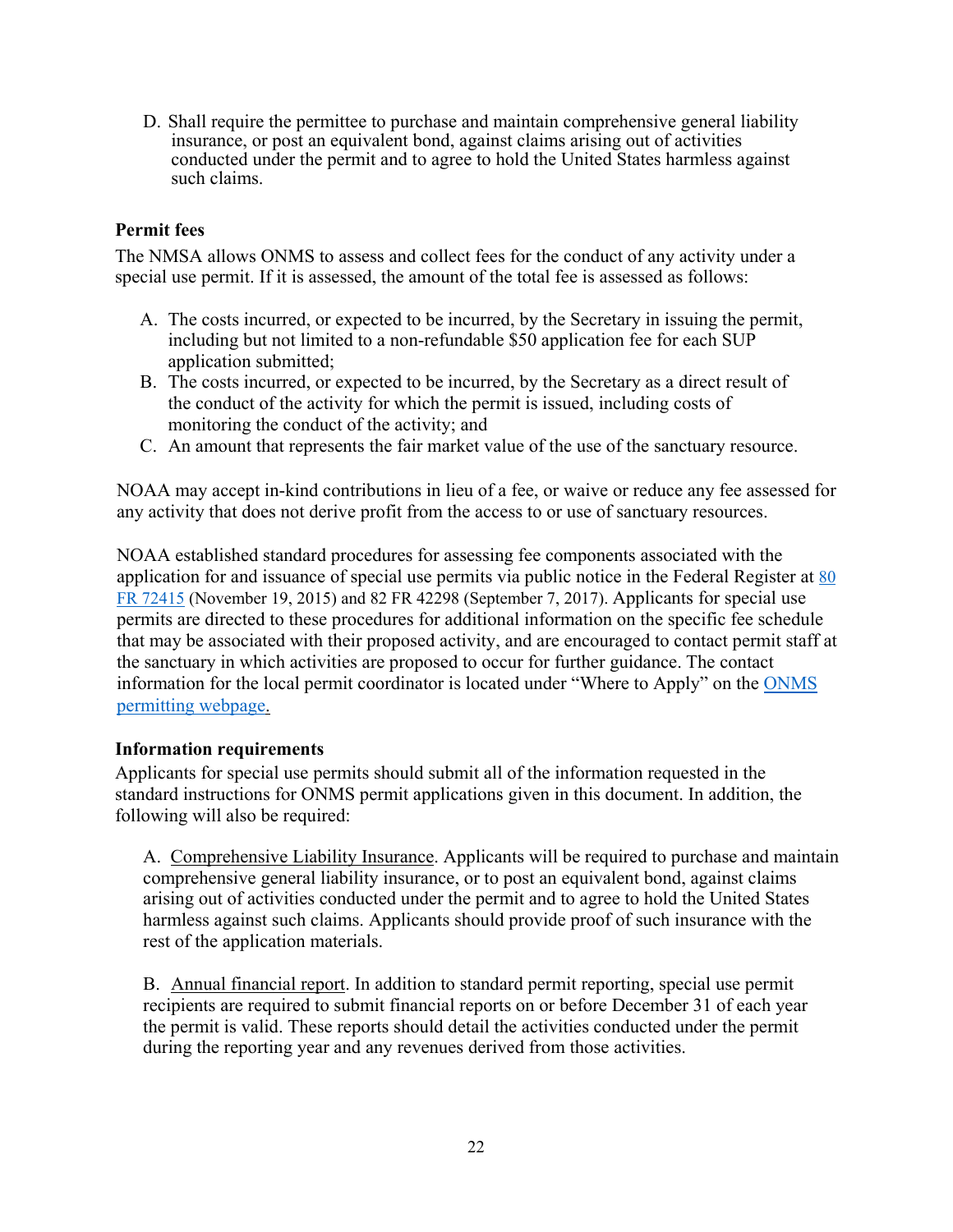D. Shall require the permittee to purchase and maintain comprehensive general liability insurance, or post an equivalent bond, against claims arising out of activities conducted under the permit and to agree to hold the United States harmless against such claims.

**Permit fees**

The NMSA allows ONMS to assess and collect fees for the conduct of any activity under a special use permit. If it is assessed, the amount of the total fee is assessed as follows:

A. The costs incurred, or expected to be incurred, by the Secretary in issuing the permit, including but not limited to a non-refundable $50 application fee for each SUP application submitted;
B. The costs incurred, or expected to be incurred, by the Secretary as a direct result of the conduct of the activity for which the permit is issued, including costs of monitoring the conduct of the activity; and
C. An amount that represents the fair market value of the use of the sanctuary resource.

NOAA may accept in-kind contributions in lieu of a fee, or waive or reduce any fee assessed for any activity that does not derive profit from the access to or use of sanctuary resources.

NOAA established standard procedures for assessing fee components associated with the application for and issuance of special use permits via public notice in the Federal Register at 80 FR 72415 (November 19, 2015) and 82 FR 42298 (September 7, 2017). Applicants for special use permits are directed to these procedures for additional information on the specific fee schedule that may be associated with their proposed activity, and are encouraged to contact permit staff at the sanctuary in which activities are proposed to occur for further guidance. The contact information for the local permit coordinator is located under "Where to Apply" on the ONMS permitting webpage.

**Information requirements**

Applicants for special use permits should submit all of the information requested in the standard instructions for ONMS permit applications given in this document. In addition, the following will also be required:

A. Comprehensive Liability Insurance. Applicants will be required to purchase and maintain comprehensive general liability insurance, or to post an equivalent bond, against claims arising out of activities conducted under the permit and to agree to hold the United States harmless against such claims. Applicants should provide proof of such insurance with the rest of the application materials.

B. Annual financial report. In addition to standard permit reporting, special use permit recipients are required to submit financial reports on or before December 31 of each year the permit is valid. These reports should detail the activities conducted under the permit during the reporting year and any revenues derived from those activities.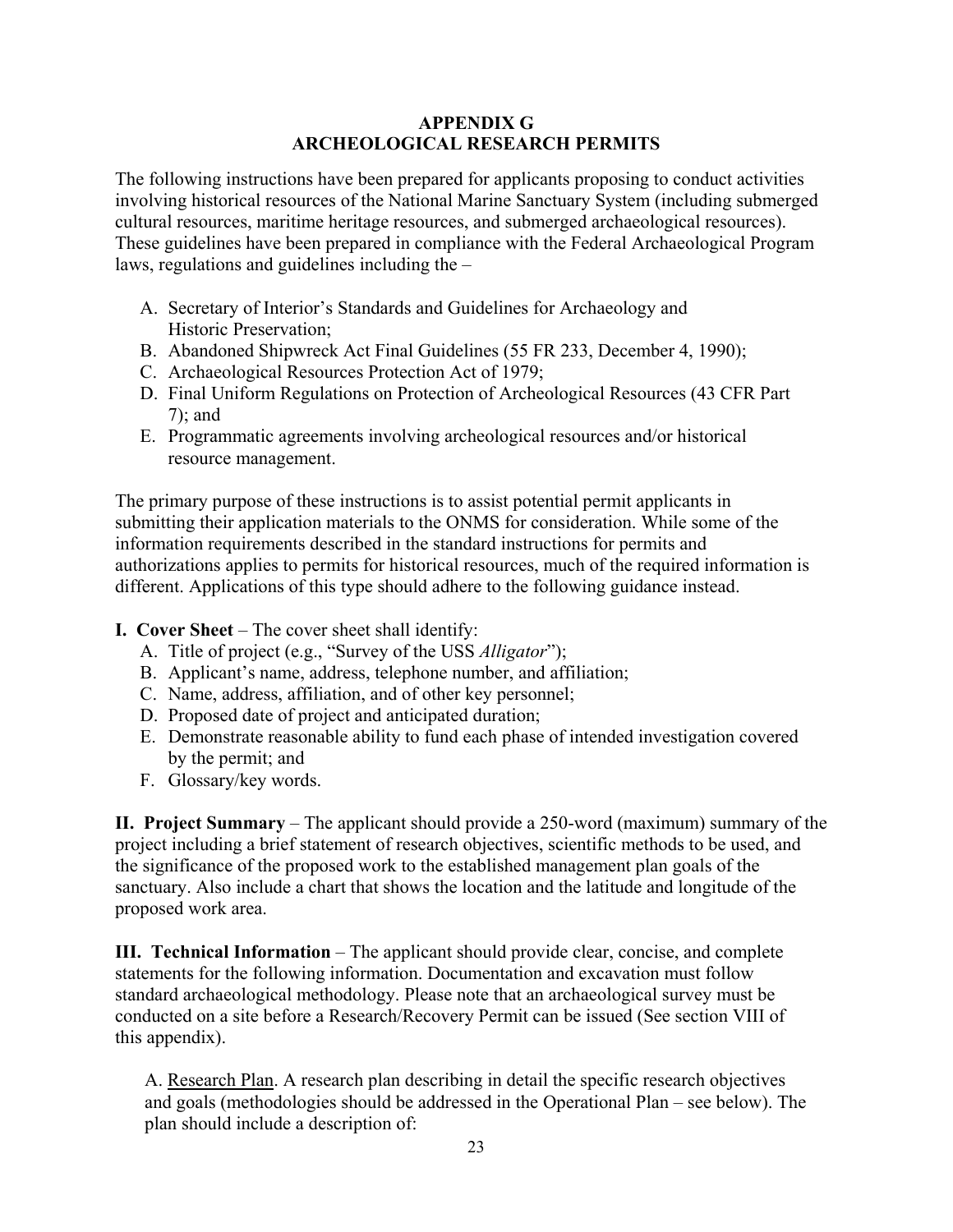## APPENDIX G
## ARCHEOLOGICAL RESEARCH PERMITS

The following instructions have been prepared for applicants proposing to conduct activities involving historical resources of the National Marine Sanctuary System (including submerged cultural resources, maritime heritage resources, and submerged archaeological resources). These guidelines have been prepared in compliance with the Federal Archaeological Program laws, regulations and guidelines including the –

A. Secretary of Interior's Standards and Guidelines for Archaeology and Historic Preservation;
B. Abandoned Shipwreck Act Final Guidelines (55 FR 233, December 4, 1990);
C. Archaeological Resources Protection Act of 1979;
D. Final Uniform Regulations on Protection of Archeological Resources (43 CFR Part 7); and
E. Programmatic agreements involving archeological resources and/or historical resource management.

The primary purpose of these instructions is to assist potential permit applicants in submitting their application materials to the ONMS for consideration. While some of the information requirements described in the standard instructions for permits and authorizations applies to permits for historical resources, much of the required information is different. Applications of this type should adhere to the following guidance instead.

**I. Cover Sheet** – The cover sheet shall identify:

A. Title of project (e.g., "Survey of the USS *Alligator*");
B. Applicant's name, address, telephone number, and affiliation;
C. Name, address, affiliation, and of other key personnel;
D. Proposed date of project and anticipated duration;
E. Demonstrate reasonable ability to fund each phase of intended investigation covered by the permit; and
F. Glossary/key words.

**II. Project Summary** – The applicant should provide a 250-word (maximum) summary of the project including a brief statement of research objectives, scientific methods to be used, and the significance of the proposed work to the established management plan goals of the sanctuary. Also include a chart that shows the location and the latitude and longitude of the proposed work area.

**III. Technical Information** – The applicant should provide clear, concise, and complete statements for the following information. Documentation and excavation must follow standard archaeological methodology. Please note that an archaeological survey must be conducted on a site before a Research/Recovery Permit can be issued (See section VIII of this appendix).

A. Research Plan. A research plan describing in detail the specific research objectives and goals (methodologies should be addressed in the Operational Plan – see below). The plan should include a description of: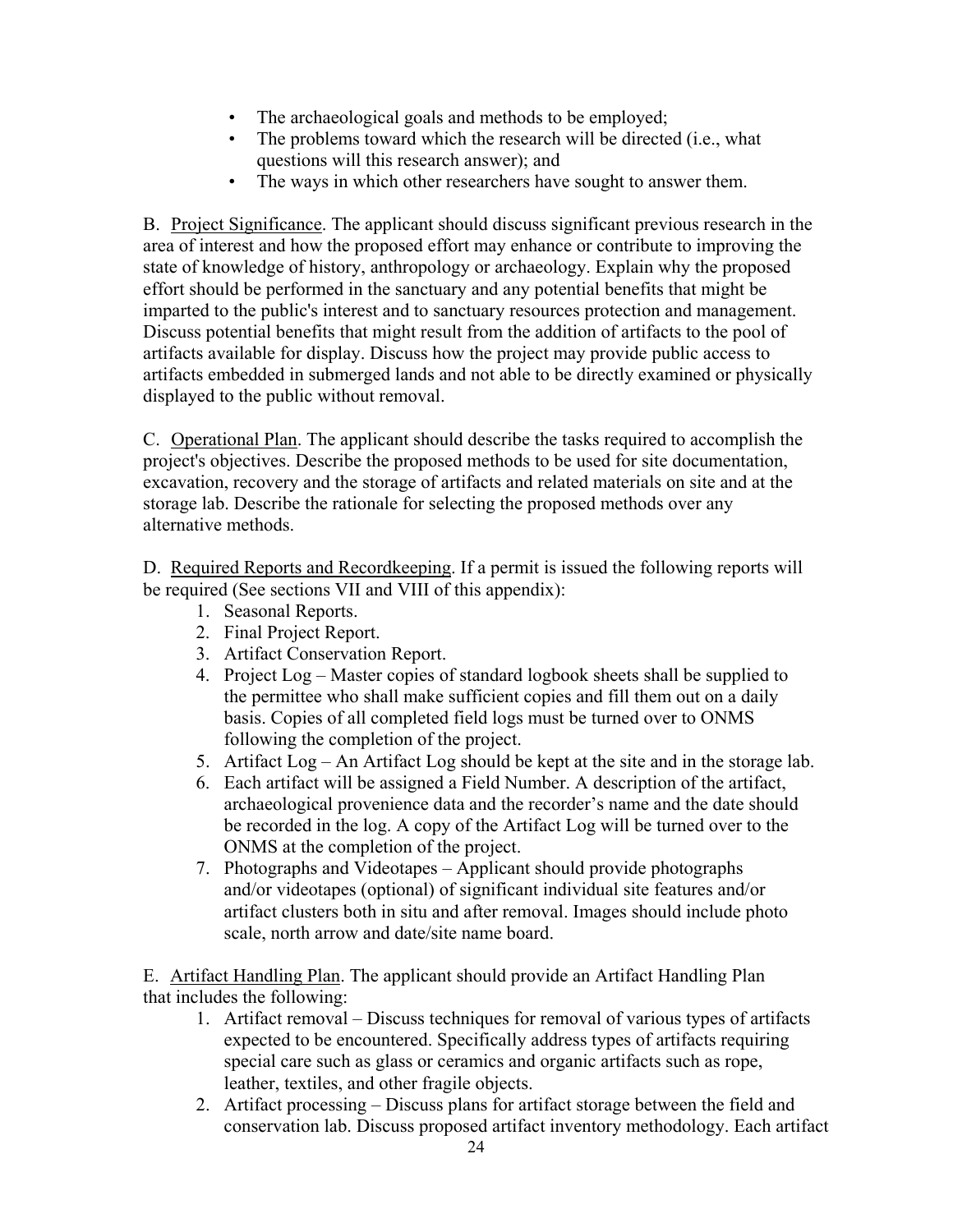- The archaeological goals and methods to be employed;
- The problems toward which the research will be directed (i.e., what questions will this research answer); and
- The ways in which other researchers have sought to answer them.

B. Project Significance. The applicant should discuss significant previous research in the area of interest and how the proposed effort may enhance or contribute to improving the state of knowledge of history, anthropology or archaeology. Explain why the proposed effort should be performed in the sanctuary and any potential benefits that might be imparted to the public's interest and to sanctuary resources protection and management. Discuss potential benefits that might result from the addition of artifacts to the pool of artifacts available for display. Discuss how the project may provide public access to artifacts embedded in submerged lands and not able to be directly examined or physically displayed to the public without removal.

C. Operational Plan. The applicant should describe the tasks required to accomplish the project's objectives. Describe the proposed methods to be used for site documentation, excavation, recovery and the storage of artifacts and related materials on site and at the storage lab. Describe the rationale for selecting the proposed methods over any alternative methods.

D. Required Reports and Recordkeeping. If a permit is issued the following reports will be required (See sections VII and VIII of this appendix):

1. Seasonal Reports.
2. Final Project Report.
3. Artifact Conservation Report.
4. Project Log – Master copies of standard logbook sheets shall be supplied to the permittee who shall make sufficient copies and fill them out on a daily basis. Copies of all completed field logs must be turned over to ONMS following the completion of the project.
5. Artifact Log – An Artifact Log should be kept at the site and in the storage lab.
6. Each artifact will be assigned a Field Number. A description of the artifact, archaeological provenience data and the recorder's name and the date should be recorded in the log. A copy of the Artifact Log will be turned over to the ONMS at the completion of the project.
7. Photographs and Videotapes – Applicant should provide photographs and/or videotapes (optional) of significant individual site features and/or artifact clusters both in situ and after removal. Images should include photo scale, north arrow and date/site name board.

E. Artifact Handling Plan. The applicant should provide an Artifact Handling Plan that includes the following:

1. Artifact removal – Discuss techniques for removal of various types of artifacts expected to be encountered. Specifically address types of artifacts requiring special care such as glass or ceramics and organic artifacts such as rope, leather, textiles, and other fragile objects.
2. Artifact processing – Discuss plans for artifact storage between the field and conservation lab. Discuss proposed artifact inventory methodology. Each artifact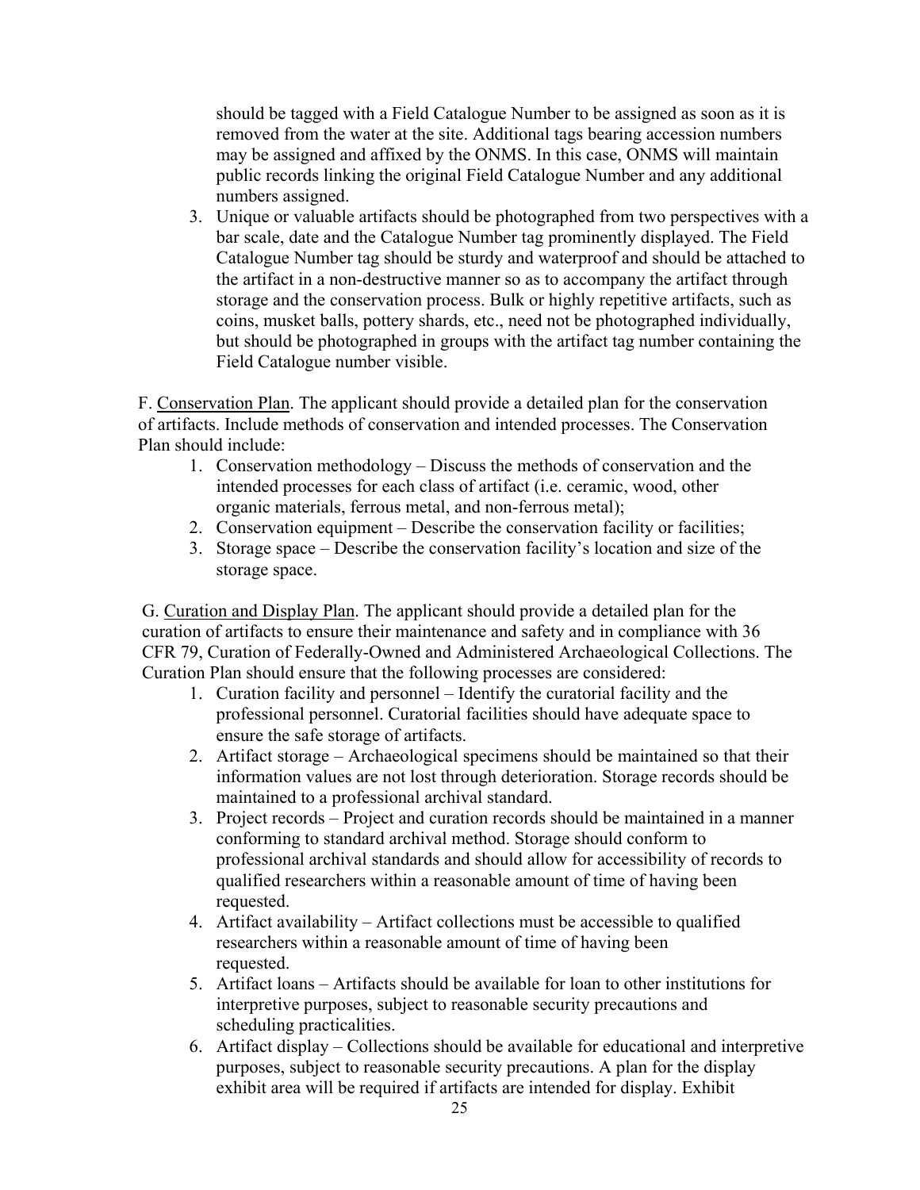should be tagged with a Field Catalogue Number to be assigned as soon as it is removed from the water at the site. Additional tags bearing accession numbers may be assigned and affixed by the ONMS. In this case, ONMS will maintain public records linking the original Field Catalogue Number and any additional numbers assigned.

3. Unique or valuable artifacts should be photographed from two perspectives with a bar scale, date and the Catalogue Number tag prominently displayed. The Field Catalogue Number tag should be sturdy and waterproof and should be attached to the artifact in a non-destructive manner so as to accompany the artifact through storage and the conservation process. Bulk or highly repetitive artifacts, such as coins, musket balls, pottery shards, etc., need not be photographed individually, but should be photographed in groups with the artifact tag number containing the Field Catalogue number visible.

F. <u>Conservation Plan</u>. The applicant should provide a detailed plan for the conservation of artifacts. Include methods of conservation and intended processes. The Conservation Plan should include:

1. Conservation methodology – Discuss the methods of conservation and the intended processes for each class of artifact (i.e. ceramic, wood, other organic materials, ferrous metal, and non-ferrous metal);
2. Conservation equipment – Describe the conservation facility or facilities;
3. Storage space – Describe the conservation facility's location and size of the storage space.

G. <u>Curation and Display Plan</u>. The applicant should provide a detailed plan for the curation of artifacts to ensure their maintenance and safety and in compliance with 36 CFR 79, Curation of Federally-Owned and Administered Archaeological Collections. The Curation Plan should ensure that the following processes are considered:

1. Curation facility and personnel – Identify the curatorial facility and the professional personnel. Curatorial facilities should have adequate space to ensure the safe storage of artifacts.
2. Artifact storage – Archaeological specimens should be maintained so that their information values are not lost through deterioration. Storage records should be maintained to a professional archival standard.
3. Project records – Project and curation records should be maintained in a manner conforming to standard archival method. Storage should conform to professional archival standards and should allow for accessibility of records to qualified researchers within a reasonable amount of time of having been requested.
4. Artifact availability – Artifact collections must be accessible to qualified researchers within a reasonable amount of time of having been requested.
5. Artifact loans – Artifacts should be available for loan to other institutions for interpretive purposes, subject to reasonable security precautions and scheduling practicalities.
6. Artifact display – Collections should be available for educational and interpretive purposes, subject to reasonable security precautions. A plan for the display exhibit area will be required if artifacts are intended for display. Exhibit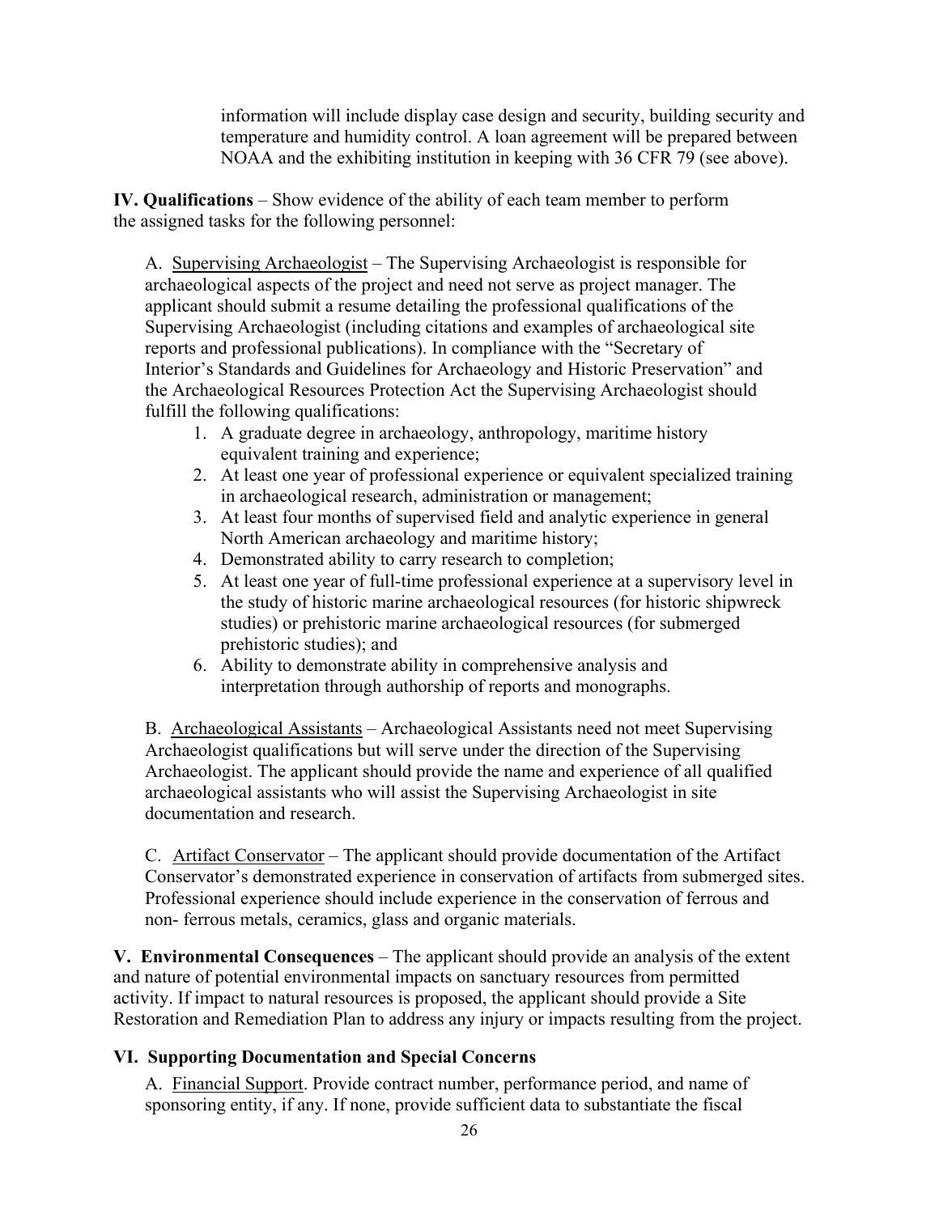information will include display case design and security, building security and temperature and humidity control. A loan agreement will be prepared between NOAA and the exhibiting institution in keeping with 36 CFR 79 (see above).

**IV. Qualifications** – Show evidence of the ability of each team member to perform the assigned tasks for the following personnel:

A. Supervising Archaeologist – The Supervising Archaeologist is responsible for archaeological aspects of the project and need not serve as project manager. The applicant should submit a resume detailing the professional qualifications of the Supervising Archaeologist (including citations and examples of archaeological site reports and professional publications). In compliance with the "Secretary of Interior's Standards and Guidelines for Archaeology and Historic Preservation" and the Archaeological Resources Protection Act the Supervising Archaeologist should fulfill the following qualifications:

1. A graduate degree in archaeology, anthropology, maritime history equivalent training and experience;
2. At least one year of professional experience or equivalent specialized training in archaeological research, administration or management;
3. At least four months of supervised field and analytic experience in general North American archaeology and maritime history;
4. Demonstrated ability to carry research to completion;
5. At least one year of full-time professional experience at a supervisory level in the study of historic marine archaeological resources (for historic shipwreck studies) or prehistoric marine archaeological resources (for submerged prehistoric studies); and
6. Ability to demonstrate ability in comprehensive analysis and interpretation through authorship of reports and monographs.

B. Archaeological Assistants – Archaeological Assistants need not meet Supervising Archaeologist qualifications but will serve under the direction of the Supervising Archaeologist. The applicant should provide the name and experience of all qualified archaeological assistants who will assist the Supervising Archaeologist in site documentation and research.

C. Artifact Conservator – The applicant should provide documentation of the Artifact Conservator's demonstrated experience in conservation of artifacts from submerged sites. Professional experience should include experience in the conservation of ferrous and non- ferrous metals, ceramics, glass and organic materials.

**V. Environmental Consequences** – The applicant should provide an analysis of the extent and nature of potential environmental impacts on sanctuary resources from permitted activity. If impact to natural resources is proposed, the applicant should provide a Site Restoration and Remediation Plan to address any injury or impacts resulting from the project.

**VI. Supporting Documentation and Special Concerns**

A. Financial Support. Provide contract number, performance period, and name of sponsoring entity, if any. If none, provide sufficient data to substantiate the fiscal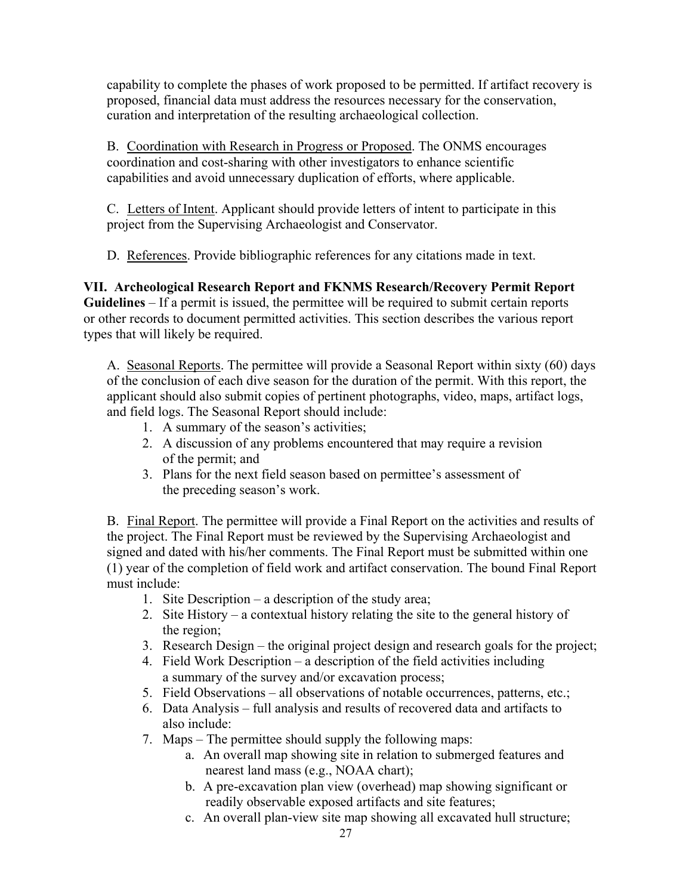capability to complete the phases of work proposed to be permitted. If artifact recovery is proposed, financial data must address the resources necessary for the conservation, curation and interpretation of the resulting archaeological collection.

B. Coordination with Research in Progress or Proposed. The ONMS encourages coordination and cost-sharing with other investigators to enhance scientific capabilities and avoid unnecessary duplication of efforts, where applicable.

C. Letters of Intent. Applicant should provide letters of intent to participate in this project from the Supervising Archaeologist and Conservator.

D. References. Provide bibliographic references for any citations made in text.

**VII. Archeological Research Report and FKNMS Research/Recovery Permit Report Guidelines** – If a permit is issued, the permittee will be required to submit certain reports or other records to document permitted activities. This section describes the various report types that will likely be required.

A. Seasonal Reports. The permittee will provide a Seasonal Report within sixty (60) days of the conclusion of each dive season for the duration of the permit. With this report, the applicant should also submit copies of pertinent photographs, video, maps, artifact logs, and field logs. The Seasonal Report should include:

1. A summary of the season's activities;
2. A discussion of any problems encountered that may require a revision of the permit; and
3. Plans for the next field season based on permittee's assessment of the preceding season's work.

B. Final Report. The permittee will provide a Final Report on the activities and results of the project. The Final Report must be reviewed by the Supervising Archaeologist and signed and dated with his/her comments. The Final Report must be submitted within one (1) year of the completion of field work and artifact conservation. The bound Final Report must include:

1. Site Description – a description of the study area;
2. Site History – a contextual history relating the site to the general history of the region;
3. Research Design – the original project design and research goals for the project;
4. Field Work Description – a description of the field activities including a summary of the survey and/or excavation process;
5. Field Observations – all observations of notable occurrences, patterns, etc.;
6. Data Analysis – full analysis and results of recovered data and artifacts to also include:
7. Maps – The permittee should supply the following maps:
    a. An overall map showing site in relation to submerged features and nearest land mass (e.g., NOAA chart);
    b. A pre-excavation plan view (overhead) map showing significant or readily observable exposed artifacts and site features;
    c. An overall plan-view site map showing all excavated hull structure;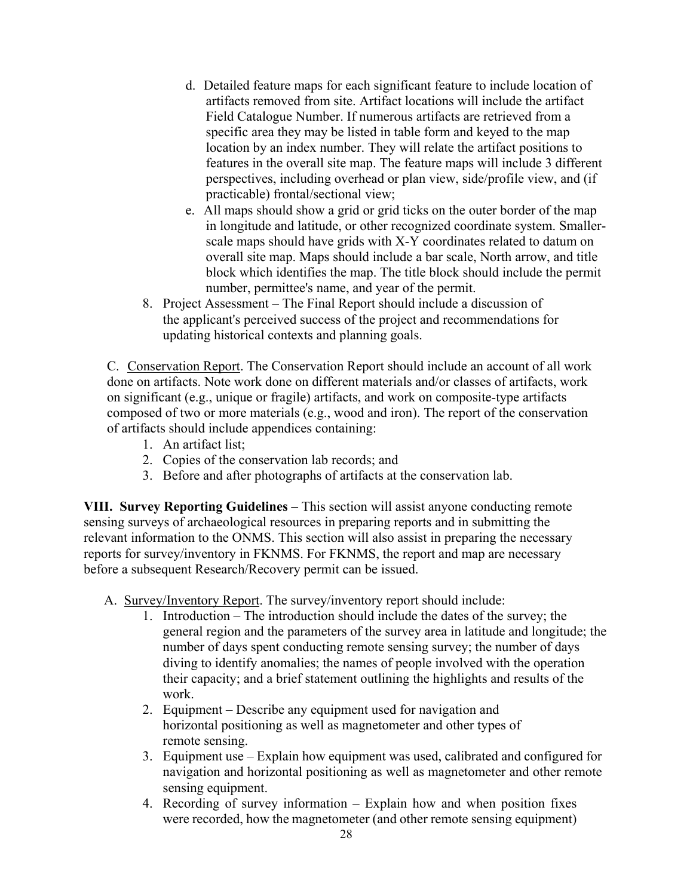d. Detailed feature maps for each significant feature to include location of artifacts removed from site. Artifact locations will include the artifact Field Catalogue Number. If numerous artifacts are retrieved from a specific area they may be listed in table form and keyed to the map location by an index number. They will relate the artifact positions to features in the overall site map. The feature maps will include 3 different perspectives, including overhead or plan view, side/profile view, and (if practicable) frontal/sectional view;

e. All maps should show a grid or grid ticks on the outer border of the map in longitude and latitude, or other recognized coordinate system. Smaller-scale maps should have grids with X-Y coordinates related to datum on overall site map. Maps should include a bar scale, North arrow, and title block which identifies the map. The title block should include the permit number, permittee's name, and year of the permit.

8. Project Assessment – The Final Report should include a discussion of the applicant's perceived success of the project and recommendations for updating historical contexts and planning goals.

C. Conservation Report. The Conservation Report should include an account of all work done on artifacts. Note work done on different materials and/or classes of artifacts, work on significant (e.g., unique or fragile) artifacts, and work on composite-type artifacts composed of two or more materials (e.g., wood and iron). The report of the conservation of artifacts should include appendices containing:

1. An artifact list;
2. Copies of the conservation lab records; and
3. Before and after photographs of artifacts at the conservation lab.

**VIII. Survey Reporting Guidelines** – This section will assist anyone conducting remote sensing surveys of archaeological resources in preparing reports and in submitting the relevant information to the ONMS. This section will also assist in preparing the necessary reports for survey/inventory in FKNMS. For FKNMS, the report and map are necessary before a subsequent Research/Recovery permit can be issued.

A. Survey/Inventory Report. The survey/inventory report should include:

1. Introduction – The introduction should include the dates of the survey; the general region and the parameters of the survey area in latitude and longitude; the number of days spent conducting remote sensing survey; the number of days diving to identify anomalies; the names of people involved with the operation their capacity; and a brief statement outlining the highlights and results of the work.
2. Equipment – Describe any equipment used for navigation and horizontal positioning as well as magnetometer and other types of remote sensing.
3. Equipment use – Explain how equipment was used, calibrated and configured for navigation and horizontal positioning as well as magnetometer and other remote sensing equipment.
4. Recording of survey information – Explain how and when position fixes were recorded, how the magnetometer (and other remote sensing equipment)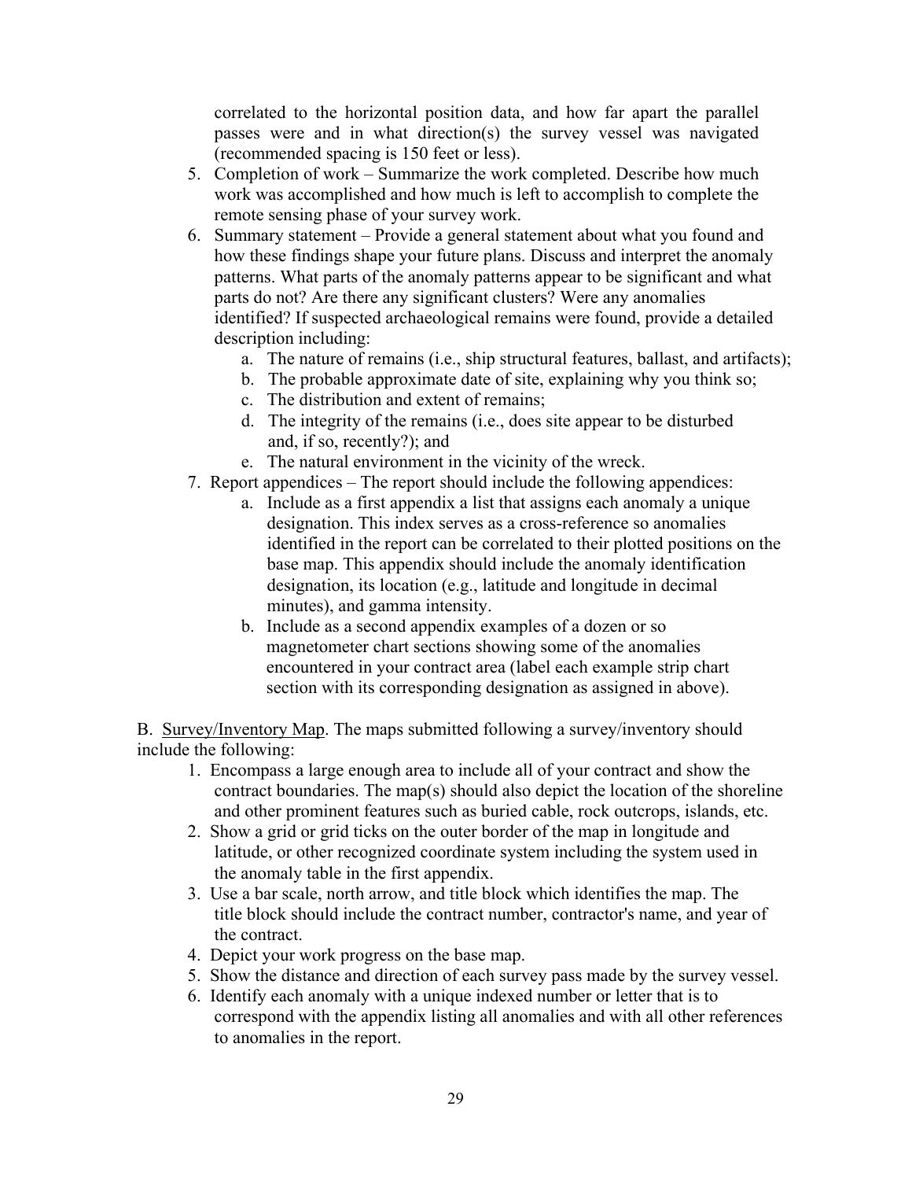correlated to the horizontal position data, and how far apart the parallel passes were and in what direction(s) the survey vessel was navigated (recommended spacing is 150 feet or less).

5. Completion of work – Summarize the work completed. Describe how much work was accomplished and how much is left to accomplish to complete the remote sensing phase of your survey work.
6. Summary statement – Provide a general statement about what you found and how these findings shape your future plans. Discuss and interpret the anomaly patterns. What parts of the anomaly patterns appear to be significant and what parts do not? Are there any significant clusters? Were any anomalies identified? If suspected archaeological remains were found, provide a detailed description including:
    a. The nature of remains (i.e., ship structural features, ballast, and artifacts);
    b. The probable approximate date of site, explaining why you think so;
    c. The distribution and extent of remains;
    d. The integrity of the remains (i.e., does site appear to be disturbed and, if so, recently?); and
    e. The natural environment in the vicinity of the wreck.
7. Report appendices – The report should include the following appendices:
    a. Include as a first appendix a list that assigns each anomaly a unique designation. This index serves as a cross-reference so anomalies identified in the report can be correlated to their plotted positions on the base map. This appendix should include the anomaly identification designation, its location (e.g., latitude and longitude in decimal minutes), and gamma intensity.
    b. Include as a second appendix examples of a dozen or so magnetometer chart sections showing some of the anomalies encountered in your contract area (label each example strip chart section with its corresponding designation as assigned in above).

B. Survey/Inventory Map. The maps submitted following a survey/inventory should include the following:

1. Encompass a large enough area to include all of your contract and show the contract boundaries. The map(s) should also depict the location of the shoreline and other prominent features such as buried cable, rock outcrops, islands, etc.
2. Show a grid or grid ticks on the outer border of the map in longitude and latitude, or other recognized coordinate system including the system used in the anomaly table in the first appendix.
3. Use a bar scale, north arrow, and title block which identifies the map. The title block should include the contract number, contractor's name, and year of the contract.
4. Depict your work progress on the base map.
5. Show the distance and direction of each survey pass made by the survey vessel.
6. Identify each anomaly with a unique indexed number or letter that is to correspond with the appendix listing all anomalies and with all other references to anomalies in the report.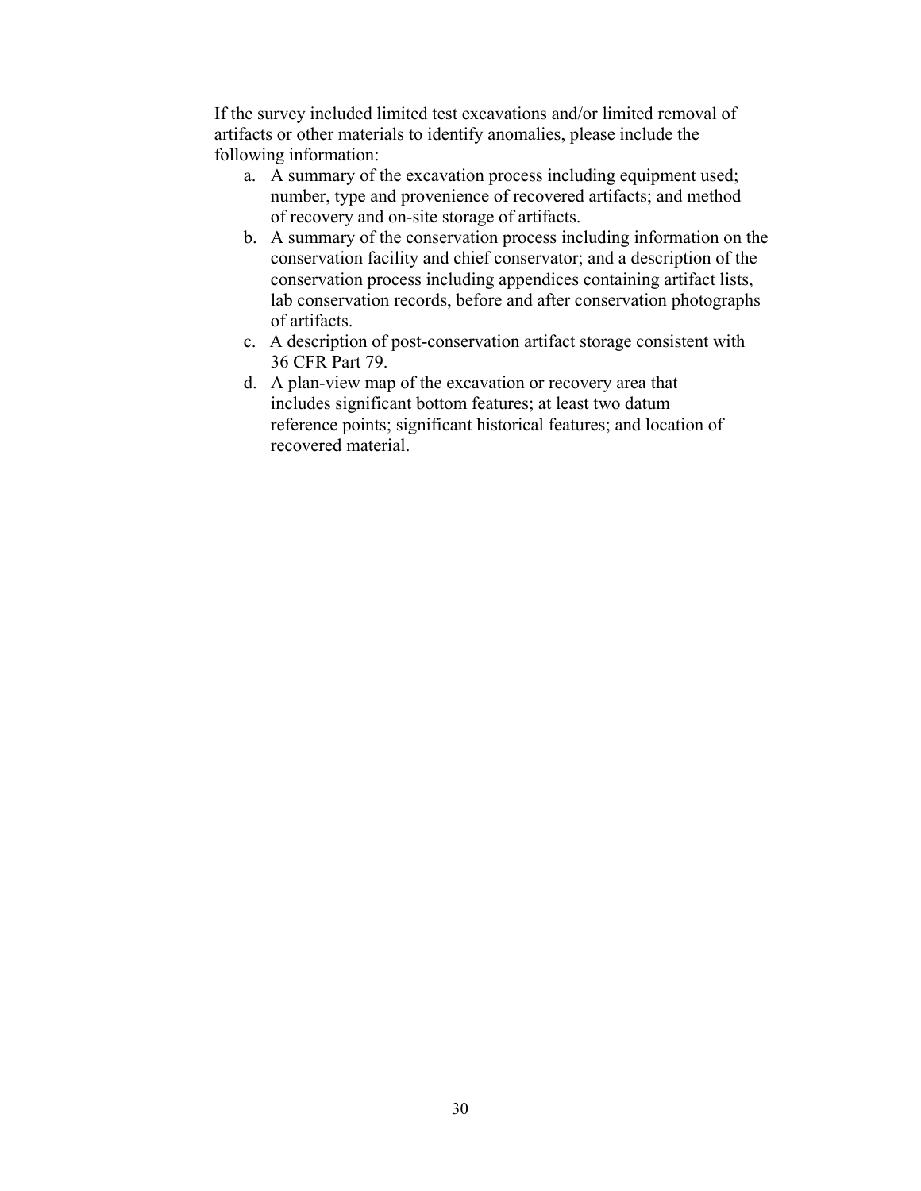If the survey included limited test excavations and/or limited removal of artifacts or other materials to identify anomalies, please include the following information:

a. A summary of the excavation process including equipment used; number, type and provenience of recovered artifacts; and method of recovery and on-site storage of artifacts.
b. A summary of the conservation process including information on the conservation facility and chief conservator; and a description of the conservation process including appendices containing artifact lists, lab conservation records, before and after conservation photographs of artifacts.
c. A description of post-conservation artifact storage consistent with 36 CFR Part 79.
d. A plan-view map of the excavation or recovery area that includes significant bottom features; at least two datum reference points; significant historical features; and location of recovered material.